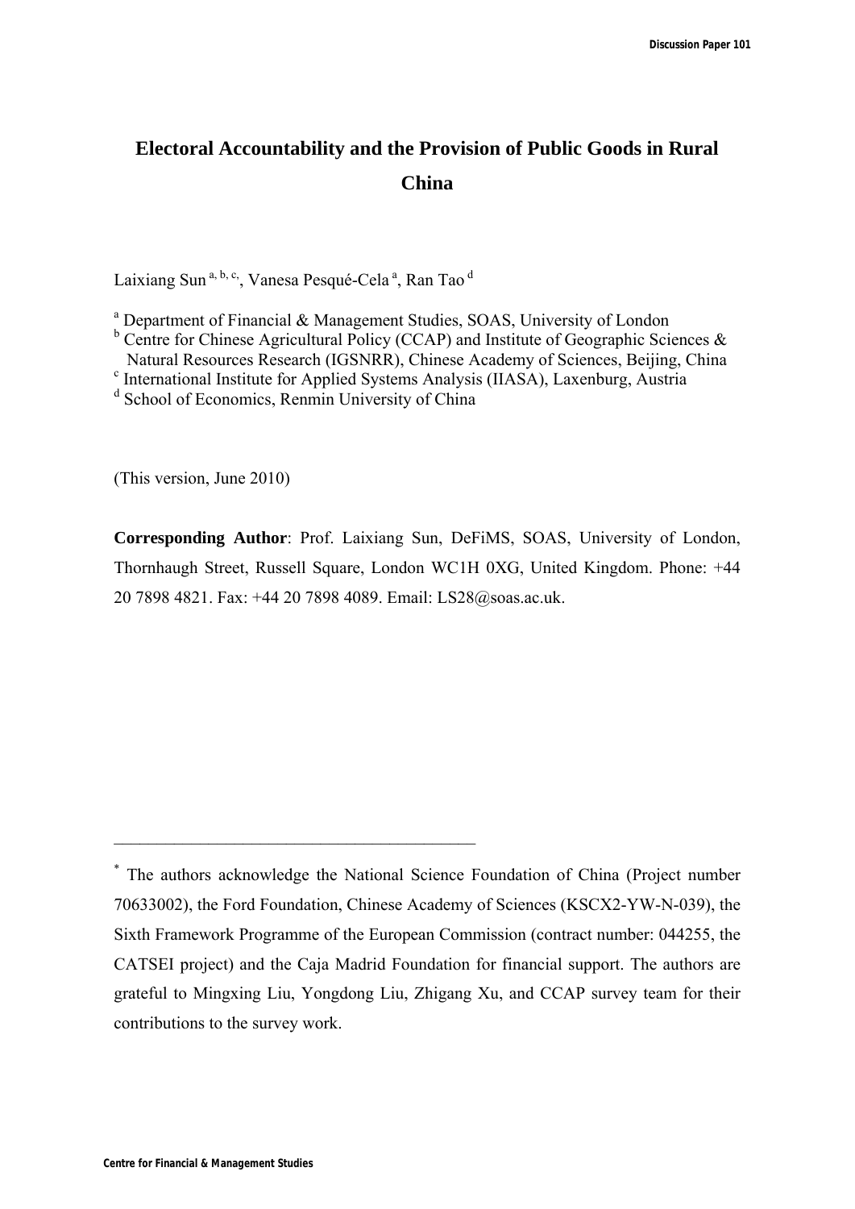# Electoral Accountability and the Provision of Public Goods in Rural China

Laixiang Sun [a, b, c], Vanesa Pesqué-Cela [a], Ran Tao [d]

[a] Department of Financial & Management Studies, SOAS, University of London
[b] Centre for Chinese Agricultural Policy (CCAP) and Institute of Geographic Sciences & Natural Resources Research (IGSNRR), Chinese Academy of Sciences, Beijing, China
[c] International Institute for Applied Systems Analysis (IIASA), Laxenburg, Austria
[d] School of Economics, Renmin University of China

(This version, June 2010)

**Corresponding Author**: Prof. Laixiang Sun, DeFiMS, SOAS, University of London, Thornhaugh Street, Russell Square, London WC1H 0XG, United Kingdom. Phone: +44 20 7898 4821. Fax: +44 20 7898 4089. Email: LS28@soas.ac.uk.

---

[*] The authors acknowledge the National Science Foundation of China (Project number 70633002), the Ford Foundation, Chinese Academy of Sciences (KSCX2-YW-N-039), the Sixth Framework Programme of the European Commission (contract number: 044255, the CATSEI project) and the Caja Madrid Foundation for financial support. The authors are grateful to Mingxing Liu, Yongdong Liu, Zhigang Xu, and CCAP survey team for their contributions to the survey work.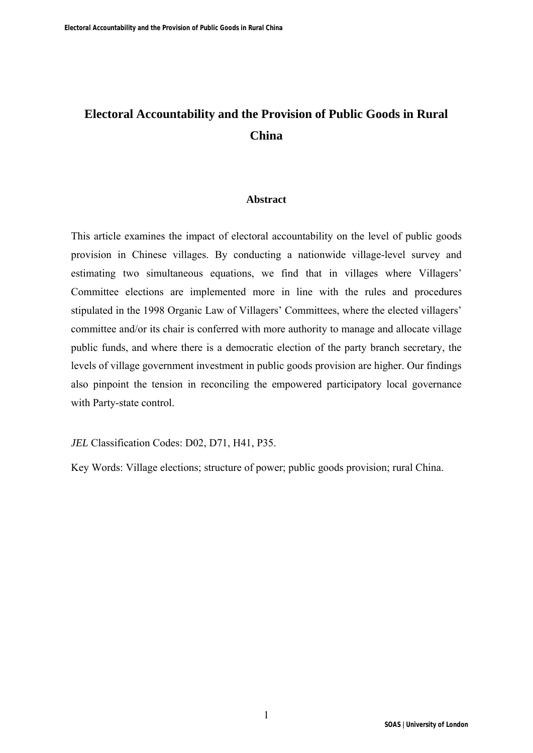# Electoral Accountability and the Provision of Public Goods in Rural China

### Abstract

This article examines the impact of electoral accountability on the level of public goods provision in Chinese villages. By conducting a nationwide village-level survey and estimating two simultaneous equations, we find that in villages where Villagers' Committee elections are implemented more in line with the rules and procedures stipulated in the 1998 Organic Law of Villagers' Committees, where the elected villagers' committee and/or its chair is conferred with more authority to manage and allocate village public funds, and where there is a democratic election of the party branch secretary, the levels of village government investment in public goods provision are higher. Our findings also pinpoint the tension in reconciling the empowered participatory local governance with Party-state control.

*JEL* Classification Codes: D02, D71, H41, P35.

Key Words: Village elections; structure of power; public goods provision; rural China.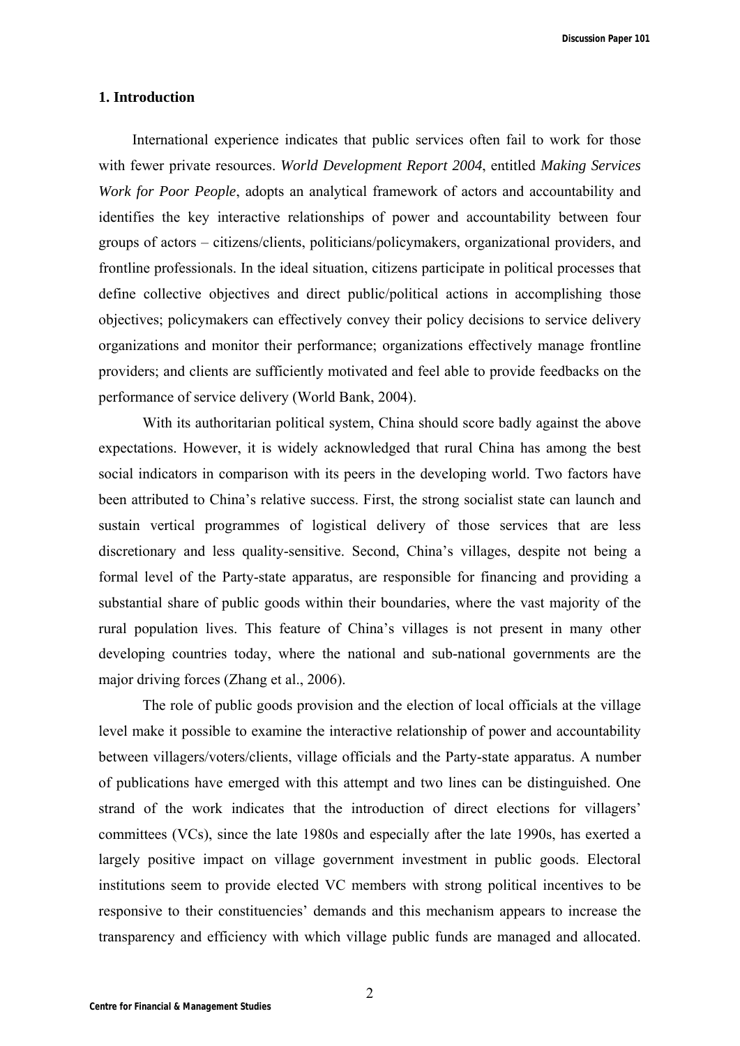## 1. Introduction

International experience indicates that public services often fail to work for those with fewer private resources. *World Development Report 2004*, entitled *Making Services Work for Poor People*, adopts an analytical framework of actors and accountability and identifies the key interactive relationships of power and accountability between four groups of actors – citizens/clients, politicians/policymakers, organizational providers, and frontline professionals. In the ideal situation, citizens participate in political processes that define collective objectives and direct public/political actions in accomplishing those objectives; policymakers can effectively convey their policy decisions to service delivery organizations and monitor their performance; organizations effectively manage frontline providers; and clients are sufficiently motivated and feel able to provide feedbacks on the performance of service delivery (World Bank, 2004).

With its authoritarian political system, China should score badly against the above expectations. However, it is widely acknowledged that rural China has among the best social indicators in comparison with its peers in the developing world. Two factors have been attributed to China's relative success. First, the strong socialist state can launch and sustain vertical programmes of logistical delivery of those services that are less discretionary and less quality-sensitive. Second, China's villages, despite not being a formal level of the Party-state apparatus, are responsible for financing and providing a substantial share of public goods within their boundaries, where the vast majority of the rural population lives. This feature of China's villages is not present in many other developing countries today, where the national and sub-national governments are the major driving forces (Zhang et al., 2006).

The role of public goods provision and the election of local officials at the village level make it possible to examine the interactive relationship of power and accountability between villagers/voters/clients, village officials and the Party-state apparatus. A number of publications have emerged with this attempt and two lines can be distinguished. One strand of the work indicates that the introduction of direct elections for villagers' committees (VCs), since the late 1980s and especially after the late 1990s, has exerted a largely positive impact on village government investment in public goods. Electoral institutions seem to provide elected VC members with strong political incentives to be responsive to their constituencies' demands and this mechanism appears to increase the transparency and efficiency with which village public funds are managed and allocated.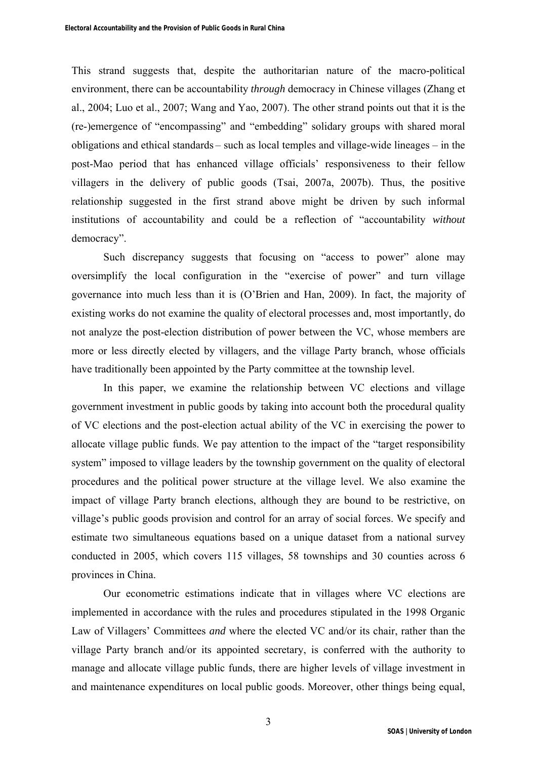This strand suggests that, despite the authoritarian nature of the macro-political environment, there can be accountability *through* democracy in Chinese villages (Zhang et al., 2004; Luo et al., 2007; Wang and Yao, 2007). The other strand points out that it is the (re-)emergence of "encompassing" and "embedding" solidary groups with shared moral obligations and ethical standards – such as local temples and village-wide lineages – in the post-Mao period that has enhanced village officials' responsiveness to their fellow villagers in the delivery of public goods (Tsai, 2007a, 2007b). Thus, the positive relationship suggested in the first strand above might be driven by such informal institutions of accountability and could be a reflection of "accountability *without* democracy".

Such discrepancy suggests that focusing on "access to power" alone may oversimplify the local configuration in the "exercise of power" and turn village governance into much less than it is (O'Brien and Han, 2009). In fact, the majority of existing works do not examine the quality of electoral processes and, most importantly, do not analyze the post-election distribution of power between the VC, whose members are more or less directly elected by villagers, and the village Party branch, whose officials have traditionally been appointed by the Party committee at the township level.

In this paper, we examine the relationship between VC elections and village government investment in public goods by taking into account both the procedural quality of VC elections and the post-election actual ability of the VC in exercising the power to allocate village public funds. We pay attention to the impact of the "target responsibility system" imposed to village leaders by the township government on the quality of electoral procedures and the political power structure at the village level. We also examine the impact of village Party branch elections, although they are bound to be restrictive, on village's public goods provision and control for an array of social forces. We specify and estimate two simultaneous equations based on a unique dataset from a national survey conducted in 2005, which covers 115 villages, 58 townships and 30 counties across 6 provinces in China.

Our econometric estimations indicate that in villages where VC elections are implemented in accordance with the rules and procedures stipulated in the 1998 Organic Law of Villagers' Committees *and* where the elected VC and/or its chair, rather than the village Party branch and/or its appointed secretary, is conferred with the authority to manage and allocate village public funds, there are higher levels of village investment in and maintenance expenditures on local public goods. Moreover, other things being equal,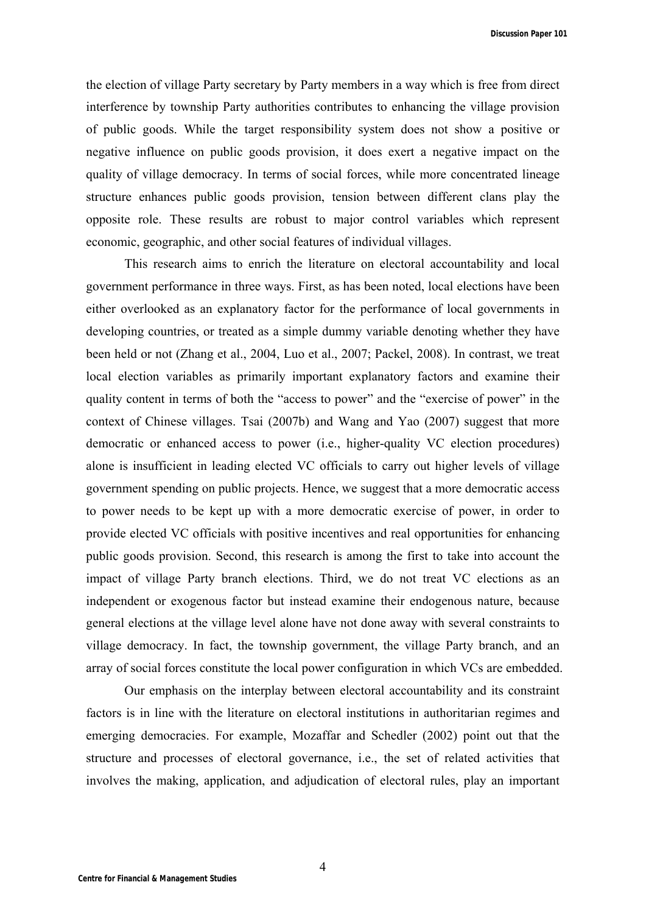the election of village Party secretary by Party members in a way which is free from direct interference by township Party authorities contributes to enhancing the village provision of public goods. While the target responsibility system does not show a positive or negative influence on public goods provision, it does exert a negative impact on the quality of village democracy. In terms of social forces, while more concentrated lineage structure enhances public goods provision, tension between different clans play the opposite role. These results are robust to major control variables which represent economic, geographic, and other social features of individual villages.

This research aims to enrich the literature on electoral accountability and local government performance in three ways. First, as has been noted, local elections have been either overlooked as an explanatory factor for the performance of local governments in developing countries, or treated as a simple dummy variable denoting whether they have been held or not (Zhang et al., 2004, Luo et al., 2007; Packel, 2008). In contrast, we treat local election variables as primarily important explanatory factors and examine their quality content in terms of both the "access to power" and the "exercise of power" in the context of Chinese villages. Tsai (2007b) and Wang and Yao (2007) suggest that more democratic or enhanced access to power (i.e., higher-quality VC election procedures) alone is insufficient in leading elected VC officials to carry out higher levels of village government spending on public projects. Hence, we suggest that a more democratic access to power needs to be kept up with a more democratic exercise of power, in order to provide elected VC officials with positive incentives and real opportunities for enhancing public goods provision. Second, this research is among the first to take into account the impact of village Party branch elections. Third, we do not treat VC elections as an independent or exogenous factor but instead examine their endogenous nature, because general elections at the village level alone have not done away with several constraints to village democracy. In fact, the township government, the village Party branch, and an array of social forces constitute the local power configuration in which VCs are embedded.

Our emphasis on the interplay between electoral accountability and its constraint factors is in line with the literature on electoral institutions in authoritarian regimes and emerging democracies. For example, Mozaffar and Schedler (2002) point out that the structure and processes of electoral governance, i.e., the set of related activities that involves the making, application, and adjudication of electoral rules, play an important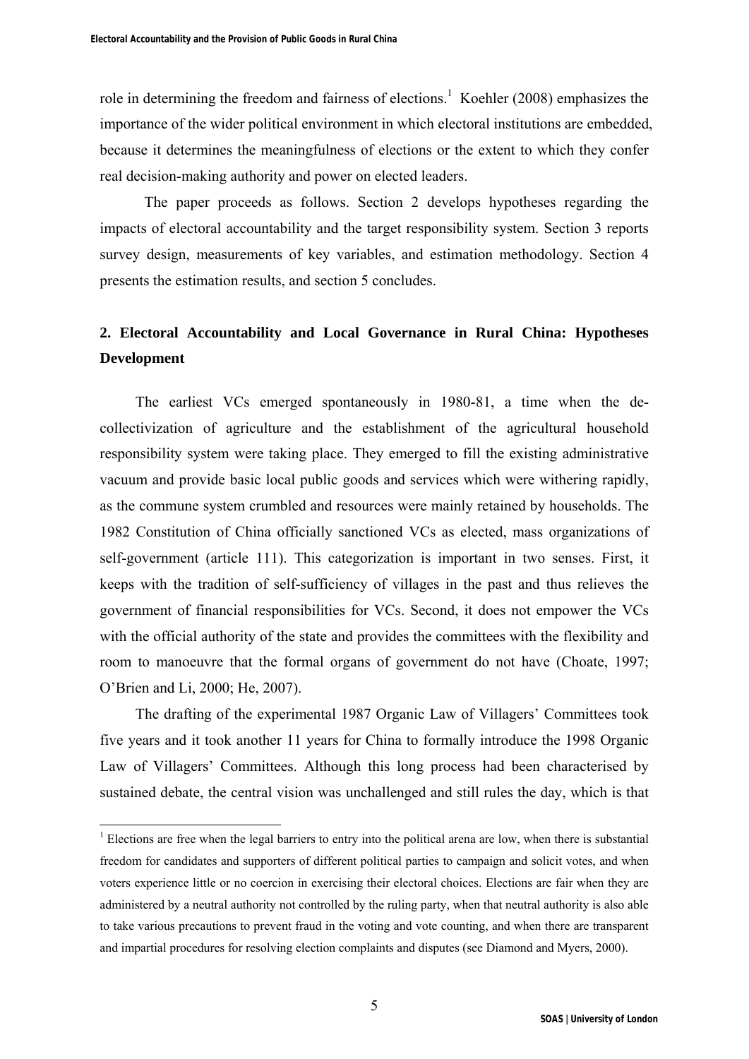role in determining the freedom and fairness of elections.[1] Koehler (2008) emphasizes the importance of the wider political environment in which electoral institutions are embedded, because it determines the meaningfulness of elections or the extent to which they confer real decision-making authority and power on elected leaders.

The paper proceeds as follows. Section 2 develops hypotheses regarding the impacts of electoral accountability and the target responsibility system. Section 3 reports survey design, measurements of key variables, and estimation methodology. Section 4 presents the estimation results, and section 5 concludes.

## 2. Electoral Accountability and Local Governance in Rural China: Hypotheses Development

The earliest VCs emerged spontaneously in 1980-81, a time when the de-collectivization of agriculture and the establishment of the agricultural household responsibility system were taking place. They emerged to fill the existing administrative vacuum and provide basic local public goods and services which were withering rapidly, as the commune system crumbled and resources were mainly retained by households. The 1982 Constitution of China officially sanctioned VCs as elected, mass organizations of self-government (article 111). This categorization is important in two senses. First, it keeps with the tradition of self-sufficiency of villages in the past and thus relieves the government of financial responsibilities for VCs. Second, it does not empower the VCs with the official authority of the state and provides the committees with the flexibility and room to manoeuvre that the formal organs of government do not have (Choate, 1997; O'Brien and Li, 2000; He, 2007).

The drafting of the experimental 1987 Organic Law of Villagers' Committees took five years and it took another 11 years for China to formally introduce the 1998 Organic Law of Villagers' Committees. Although this long process had been characterised by sustained debate, the central vision was unchallenged and still rules the day, which is that

[1] Elections are free when the legal barriers to entry into the political arena are low, when there is substantial freedom for candidates and supporters of different political parties to campaign and solicit votes, and when voters experience little or no coercion in exercising their electoral choices. Elections are fair when they are administered by a neutral authority not controlled by the ruling party, when that neutral authority is also able to take various precautions to prevent fraud in the voting and vote counting, and when there are transparent and impartial procedures for resolving election complaints and disputes (see Diamond and Myers, 2000).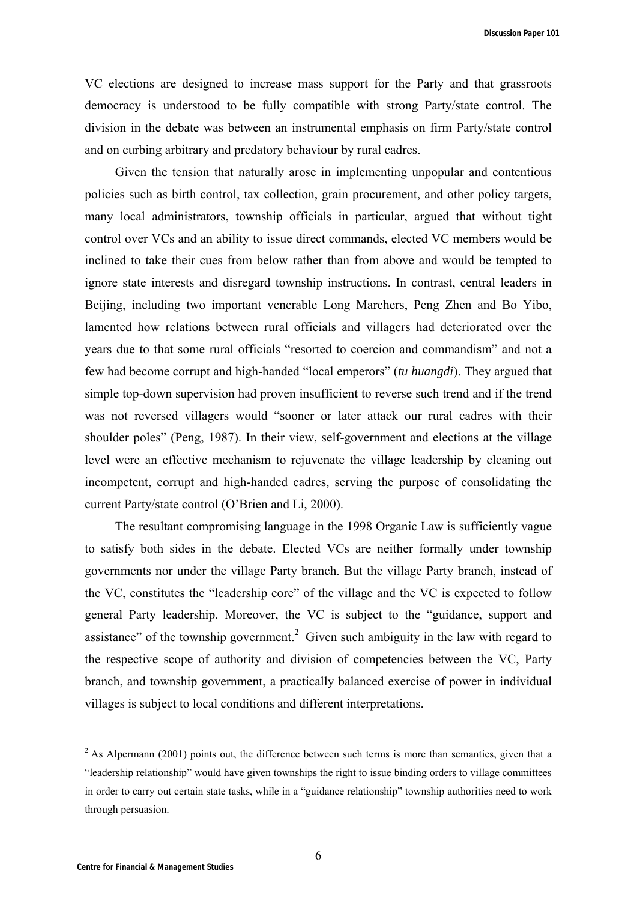VC elections are designed to increase mass support for the Party and that grassroots democracy is understood to be fully compatible with strong Party/state control. The division in the debate was between an instrumental emphasis on firm Party/state control and on curbing arbitrary and predatory behaviour by rural cadres.

Given the tension that naturally arose in implementing unpopular and contentious policies such as birth control, tax collection, grain procurement, and other policy targets, many local administrators, township officials in particular, argued that without tight control over VCs and an ability to issue direct commands, elected VC members would be inclined to take their cues from below rather than from above and would be tempted to ignore state interests and disregard township instructions. In contrast, central leaders in Beijing, including two important venerable Long Marchers, Peng Zhen and Bo Yibo, lamented how relations between rural officials and villagers had deteriorated over the years due to that some rural officials "resorted to coercion and commandism" and not a few had become corrupt and high-handed "local emperors" (*tu huangdi*). They argued that simple top-down supervision had proven insufficient to reverse such trend and if the trend was not reversed villagers would "sooner or later attack our rural cadres with their shoulder poles" (Peng, 1987). In their view, self-government and elections at the village level were an effective mechanism to rejuvenate the village leadership by cleaning out incompetent, corrupt and high-handed cadres, serving the purpose of consolidating the current Party/state control (O'Brien and Li, 2000).

The resultant compromising language in the 1998 Organic Law is sufficiently vague to satisfy both sides in the debate. Elected VCs are neither formally under township governments nor under the village Party branch. But the village Party branch, instead of the VC, constitutes the "leadership core" of the village and the VC is expected to follow general Party leadership. Moreover, the VC is subject to the "guidance, support and assistance" of the township government.[2] Given such ambiguity in the law with regard to the respective scope of authority and division of competencies between the VC, Party branch, and township government, a practically balanced exercise of power in individual villages is subject to local conditions and different interpretations.

---

[2] As Alpermann (2001) points out, the difference between such terms is more than semantics, given that a "leadership relationship" would have given townships the right to issue binding orders to village committees in order to carry out certain state tasks, while in a "guidance relationship" township authorities need to work through persuasion.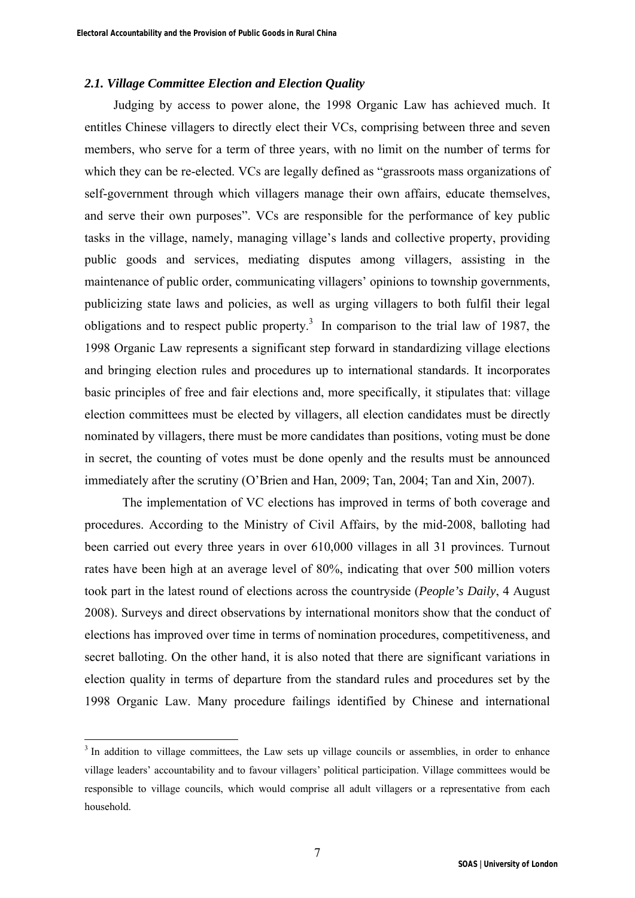### *2.1. Village Committee Election and Election Quality*

Judging by access to power alone, the 1998 Organic Law has achieved much. It entitles Chinese villagers to directly elect their VCs, comprising between three and seven members, who serve for a term of three years, with no limit on the number of terms for which they can be re-elected. VCs are legally defined as "grassroots mass organizations of self-government through which villagers manage their own affairs, educate themselves, and serve their own purposes". VCs are responsible for the performance of key public tasks in the village, namely, managing village's lands and collective property, providing public goods and services, mediating disputes among villagers, assisting in the maintenance of public order, communicating villagers' opinions to township governments, publicizing state laws and policies, as well as urging villagers to both fulfil their legal obligations and to respect public property.[3] In comparison to the trial law of 1987, the 1998 Organic Law represents a significant step forward in standardizing village elections and bringing election rules and procedures up to international standards. It incorporates basic principles of free and fair elections and, more specifically, it stipulates that: village election committees must be elected by villagers, all election candidates must be directly nominated by villagers, there must be more candidates than positions, voting must be done in secret, the counting of votes must be done openly and the results must be announced immediately after the scrutiny (O'Brien and Han, 2009; Tan, 2004; Tan and Xin, 2007).

The implementation of VC elections has improved in terms of both coverage and procedures. According to the Ministry of Civil Affairs, by the mid-2008, balloting had been carried out every three years in over 610,000 villages in all 31 provinces. Turnout rates have been high at an average level of 80%, indicating that over 500 million voters took part in the latest round of elections across the countryside (*People's Daily*, 4 August 2008). Surveys and direct observations by international monitors show that the conduct of elections has improved over time in terms of nomination procedures, competitiveness, and secret balloting. On the other hand, it is also noted that there are significant variations in election quality in terms of departure from the standard rules and procedures set by the 1998 Organic Law. Many procedure failings identified by Chinese and international

[3] In addition to village committees, the Law sets up village councils or assemblies, in order to enhance village leaders' accountability and to favour villagers' political participation. Village committees would be responsible to village councils, which would comprise all adult villagers or a representative from each household.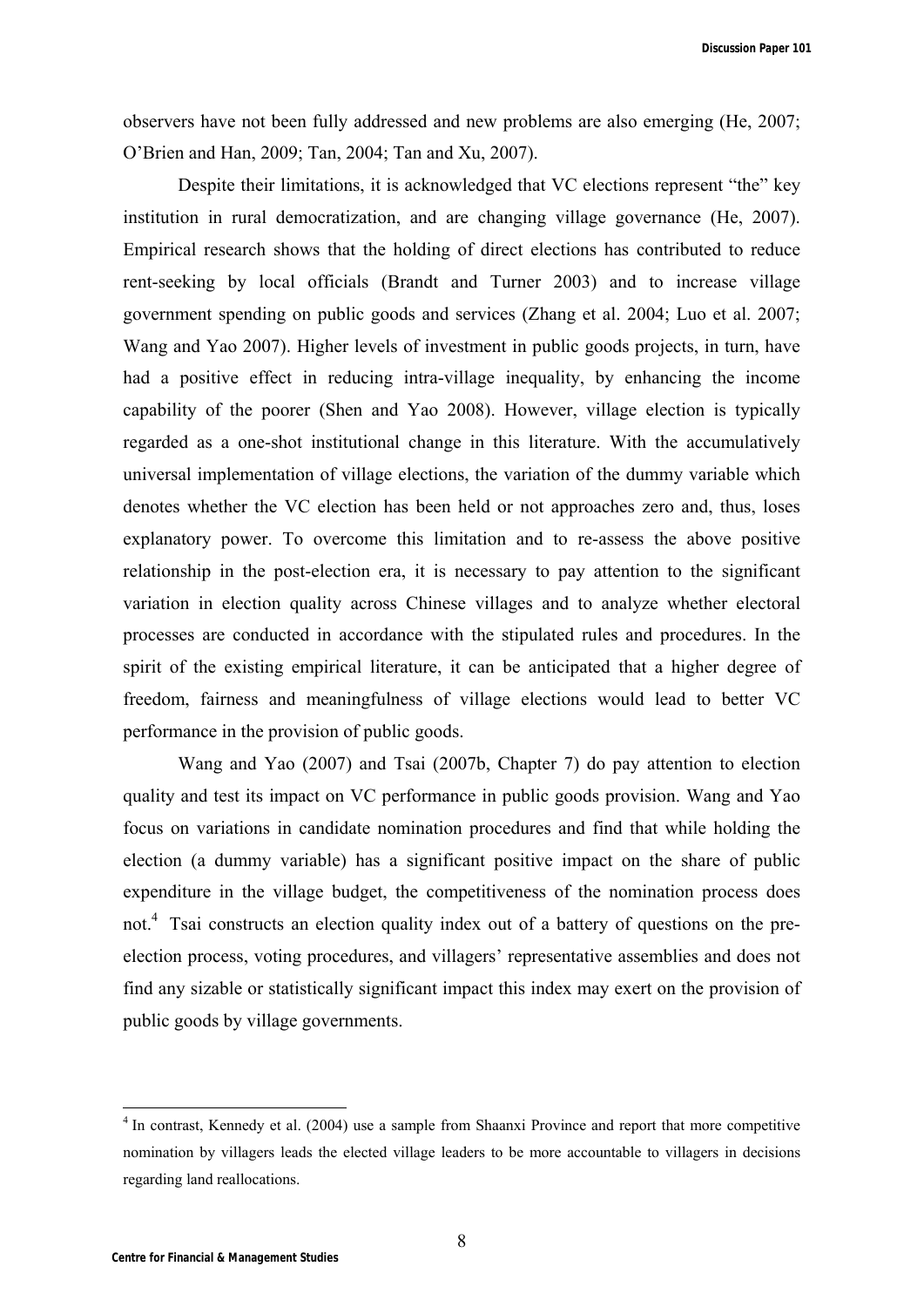observers have not been fully addressed and new problems are also emerging (He, 2007; O'Brien and Han, 2009; Tan, 2004; Tan and Xu, 2007).

Despite their limitations, it is acknowledged that VC elections represent "the" key institution in rural democratization, and are changing village governance (He, 2007). Empirical research shows that the holding of direct elections has contributed to reduce rent-seeking by local officials (Brandt and Turner 2003) and to increase village government spending on public goods and services (Zhang et al. 2004; Luo et al. 2007; Wang and Yao 2007). Higher levels of investment in public goods projects, in turn, have had a positive effect in reducing intra-village inequality, by enhancing the income capability of the poorer (Shen and Yao 2008). However, village election is typically regarded as a one-shot institutional change in this literature. With the accumulatively universal implementation of village elections, the variation of the dummy variable which denotes whether the VC election has been held or not approaches zero and, thus, loses explanatory power. To overcome this limitation and to re-assess the above positive relationship in the post-election era, it is necessary to pay attention to the significant variation in election quality across Chinese villages and to analyze whether electoral processes are conducted in accordance with the stipulated rules and procedures. In the spirit of the existing empirical literature, it can be anticipated that a higher degree of freedom, fairness and meaningfulness of village elections would lead to better VC performance in the provision of public goods.

Wang and Yao (2007) and Tsai (2007b, Chapter 7) do pay attention to election quality and test its impact on VC performance in public goods provision. Wang and Yao focus on variations in candidate nomination procedures and find that while holding the election (a dummy variable) has a significant positive impact on the share of public expenditure in the village budget, the competitiveness of the nomination process does not.[4] Tsai constructs an election quality index out of a battery of questions on the pre-election process, voting procedures, and villagers' representative assemblies and does not find any sizable or statistically significant impact this index may exert on the provision of public goods by village governments.

[4] In contrast, Kennedy et al. (2004) use a sample from Shaanxi Province and report that more competitive nomination by villagers leads the elected village leaders to be more accountable to villagers in decisions regarding land reallocations.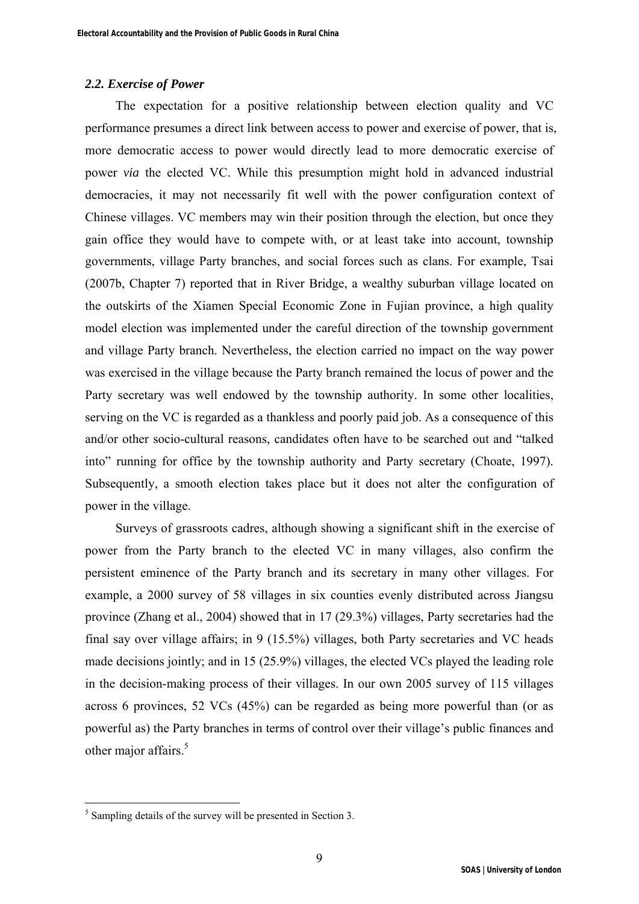### *2.2. Exercise of Power*

The expectation for a positive relationship between election quality and VC performance presumes a direct link between access to power and exercise of power, that is, more democratic access to power would directly lead to more democratic exercise of power *via* the elected VC. While this presumption might hold in advanced industrial democracies, it may not necessarily fit well with the power configuration context of Chinese villages. VC members may win their position through the election, but once they gain office they would have to compete with, or at least take into account, township governments, village Party branches, and social forces such as clans. For example, Tsai (2007b, Chapter 7) reported that in River Bridge, a wealthy suburban village located on the outskirts of the Xiamen Special Economic Zone in Fujian province, a high quality model election was implemented under the careful direction of the township government and village Party branch. Nevertheless, the election carried no impact on the way power was exercised in the village because the Party branch remained the locus of power and the Party secretary was well endowed by the township authority. In some other localities, serving on the VC is regarded as a thankless and poorly paid job. As a consequence of this and/or other socio-cultural reasons, candidates often have to be searched out and "talked into" running for office by the township authority and Party secretary (Choate, 1997). Subsequently, a smooth election takes place but it does not alter the configuration of power in the village.

Surveys of grassroots cadres, although showing a significant shift in the exercise of power from the Party branch to the elected VC in many villages, also confirm the persistent eminence of the Party branch and its secretary in many other villages. For example, a 2000 survey of 58 villages in six counties evenly distributed across Jiangsu province (Zhang et al., 2004) showed that in 17 (29.3%) villages, Party secretaries had the final say over village affairs; in 9 (15.5%) villages, both Party secretaries and VC heads made decisions jointly; and in 15 (25.9%) villages, the elected VCs played the leading role in the decision-making process of their villages. In our own 2005 survey of 115 villages across 6 provinces, 52 VCs (45%) can be regarded as being more powerful than (or as powerful as) the Party branches in terms of control over their village's public finances and other major affairs.[5]

---

[5] Sampling details of the survey will be presented in Section 3.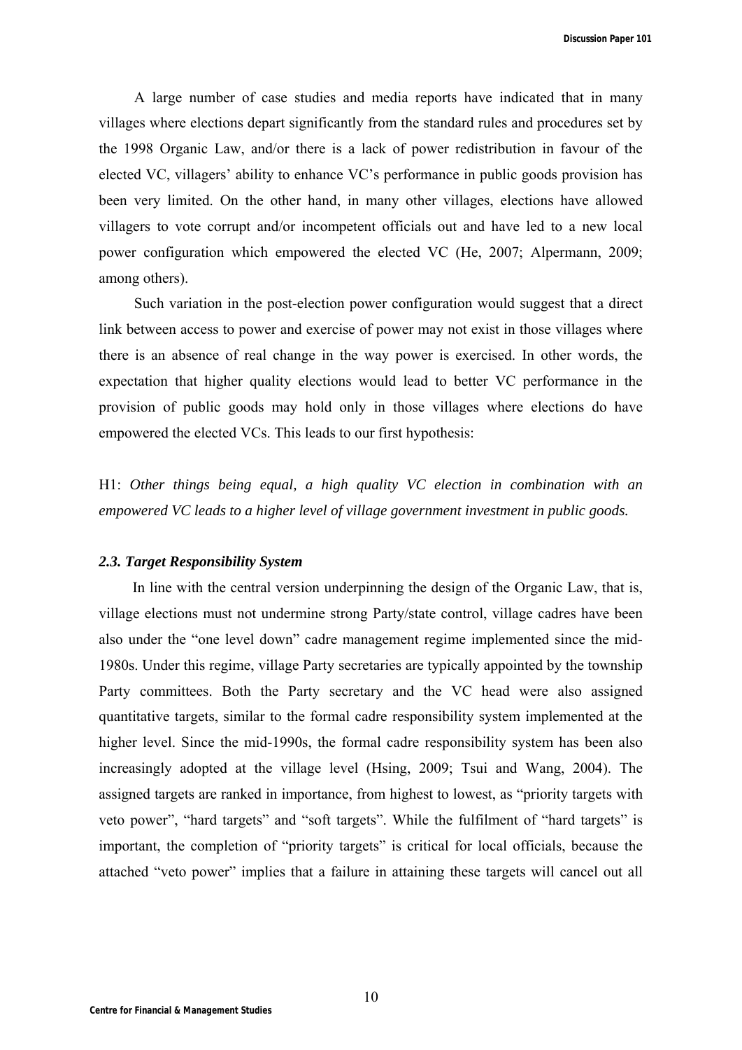A large number of case studies and media reports have indicated that in many villages where elections depart significantly from the standard rules and procedures set by the 1998 Organic Law, and/or there is a lack of power redistribution in favour of the elected VC, villagers' ability to enhance VC's performance in public goods provision has been very limited. On the other hand, in many other villages, elections have allowed villagers to vote corrupt and/or incompetent officials out and have led to a new local power configuration which empowered the elected VC (He, 2007; Alpermann, 2009; among others).

Such variation in the post-election power configuration would suggest that a direct link between access to power and exercise of power may not exist in those villages where there is an absence of real change in the way power is exercised. In other words, the expectation that higher quality elections would lead to better VC performance in the provision of public goods may hold only in those villages where elections do have empowered the elected VCs. This leads to our first hypothesis:

H1: *Other things being equal, a high quality VC election in combination with an empowered VC leads to a higher level of village government investment in public goods.*

### *2.3. Target Responsibility System*

In line with the central version underpinning the design of the Organic Law, that is, village elections must not undermine strong Party/state control, village cadres have been also under the "one level down" cadre management regime implemented since the mid-1980s. Under this regime, village Party secretaries are typically appointed by the township Party committees. Both the Party secretary and the VC head were also assigned quantitative targets, similar to the formal cadre responsibility system implemented at the higher level. Since the mid-1990s, the formal cadre responsibility system has been also increasingly adopted at the village level (Hsing, 2009; Tsui and Wang, 2004). The assigned targets are ranked in importance, from highest to lowest, as "priority targets with veto power", "hard targets" and "soft targets". While the fulfilment of "hard targets" is important, the completion of "priority targets" is critical for local officials, because the attached "veto power" implies that a failure in attaining these targets will cancel out all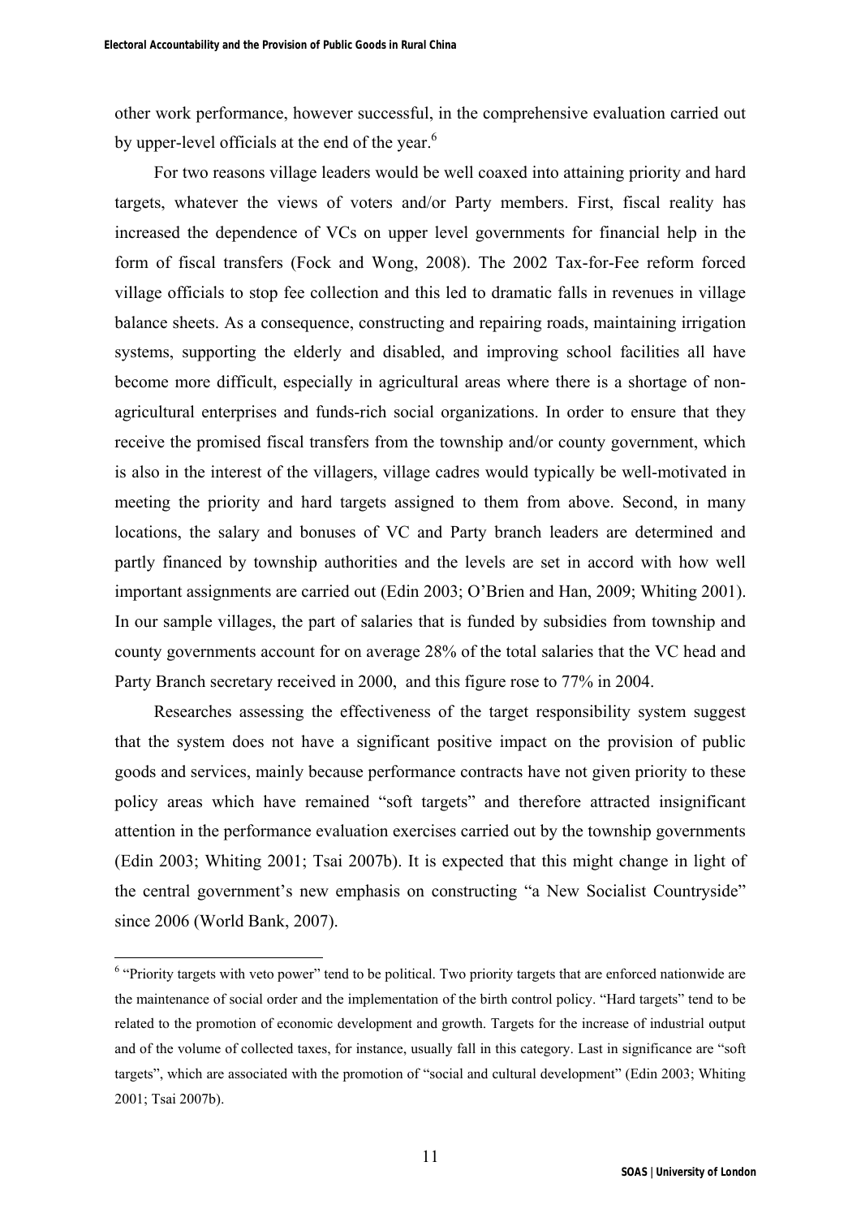other work performance, however successful, in the comprehensive evaluation carried out by upper-level officials at the end of the year.[6]

For two reasons village leaders would be well coaxed into attaining priority and hard targets, whatever the views of voters and/or Party members. First, fiscal reality has increased the dependence of VCs on upper level governments for financial help in the form of fiscal transfers (Fock and Wong, 2008). The 2002 Tax-for-Fee reform forced village officials to stop fee collection and this led to dramatic falls in revenues in village balance sheets. As a consequence, constructing and repairing roads, maintaining irrigation systems, supporting the elderly and disabled, and improving school facilities all have become more difficult, especially in agricultural areas where there is a shortage of non-agricultural enterprises and funds-rich social organizations. In order to ensure that they receive the promised fiscal transfers from the township and/or county government, which is also in the interest of the villagers, village cadres would typically be well-motivated in meeting the priority and hard targets assigned to them from above. Second, in many locations, the salary and bonuses of VC and Party branch leaders are determined and partly financed by township authorities and the levels are set in accord with how well important assignments are carried out (Edin 2003; O'Brien and Han, 2009; Whiting 2001). In our sample villages, the part of salaries that is funded by subsidies from township and county governments account for on average 28% of the total salaries that the VC head and Party Branch secretary received in 2000, and this figure rose to 77% in 2004.

Researches assessing the effectiveness of the target responsibility system suggest that the system does not have a significant positive impact on the provision of public goods and services, mainly because performance contracts have not given priority to these policy areas which have remained "soft targets" and therefore attracted insignificant attention in the performance evaluation exercises carried out by the township governments (Edin 2003; Whiting 2001; Tsai 2007b). It is expected that this might change in light of the central government's new emphasis on constructing "a New Socialist Countryside" since 2006 (World Bank, 2007).

---

[6] "Priority targets with veto power" tend to be political. Two priority targets that are enforced nationwide are the maintenance of social order and the implementation of the birth control policy. "Hard targets" tend to be related to the promotion of economic development and growth. Targets for the increase of industrial output and of the volume of collected taxes, for instance, usually fall in this category. Last in significance are "soft targets", which are associated with the promotion of "social and cultural development" (Edin 2003; Whiting 2001; Tsai 2007b).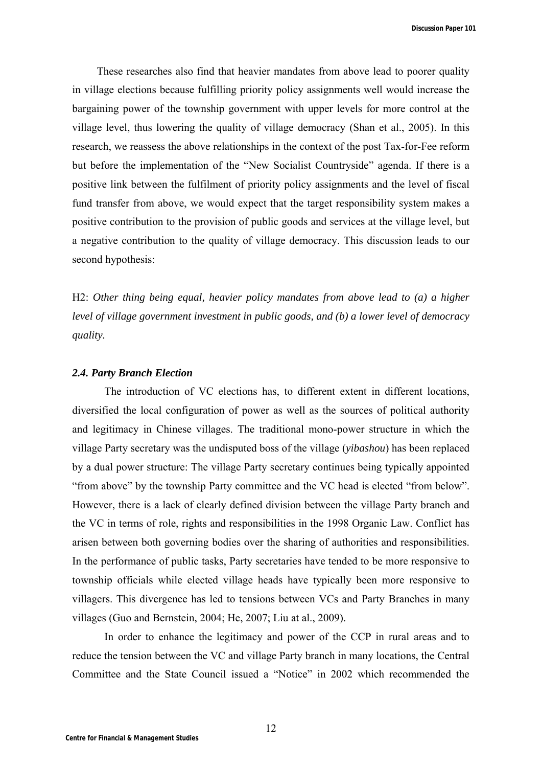These researches also find that heavier mandates from above lead to poorer quality in village elections because fulfilling priority policy assignments well would increase the bargaining power of the township government with upper levels for more control at the village level, thus lowering the quality of village democracy (Shan et al., 2005). In this research, we reassess the above relationships in the context of the post Tax-for-Fee reform but before the implementation of the "New Socialist Countryside" agenda. If there is a positive link between the fulfilment of priority policy assignments and the level of fiscal fund transfer from above, we would expect that the target responsibility system makes a positive contribution to the provision of public goods and services at the village level, but a negative contribution to the quality of village democracy. This discussion leads to our second hypothesis:

H2: *Other thing being equal, heavier policy mandates from above lead to (a) a higher level of village government investment in public goods, and (b) a lower level of democracy quality.*

### *2.4. Party Branch Election*

The introduction of VC elections has, to different extent in different locations, diversified the local configuration of power as well as the sources of political authority and legitimacy in Chinese villages. The traditional mono-power structure in which the village Party secretary was the undisputed boss of the village (*yibashou*) has been replaced by a dual power structure: The village Party secretary continues being typically appointed "from above" by the township Party committee and the VC head is elected "from below". However, there is a lack of clearly defined division between the village Party branch and the VC in terms of role, rights and responsibilities in the 1998 Organic Law. Conflict has arisen between both governing bodies over the sharing of authorities and responsibilities. In the performance of public tasks, Party secretaries have tended to be more responsive to township officials while elected village heads have typically been more responsive to villagers. This divergence has led to tensions between VCs and Party Branches in many villages (Guo and Bernstein, 2004; He, 2007; Liu at al., 2009).

In order to enhance the legitimacy and power of the CCP in rural areas and to reduce the tension between the VC and village Party branch in many locations, the Central Committee and the State Council issued a "Notice" in 2002 which recommended the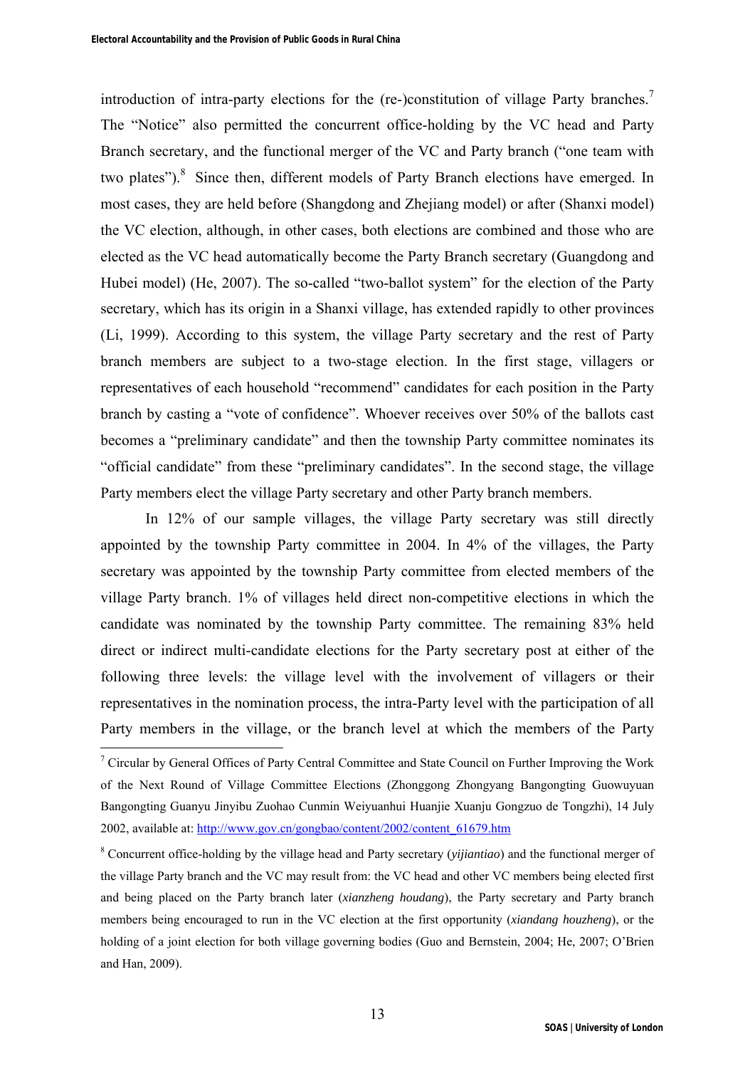introduction of intra-party elections for the (re-)constitution of village Party branches.[7] The "Notice" also permitted the concurrent office-holding by the VC head and Party Branch secretary, and the functional merger of the VC and Party branch ("one team with two plates").[8] Since then, different models of Party Branch elections have emerged. In most cases, they are held before (Shangdong and Zhejiang model) or after (Shanxi model) the VC election, although, in other cases, both elections are combined and those who are elected as the VC head automatically become the Party Branch secretary (Guangdong and Hubei model) (He, 2007). The so-called "two-ballot system" for the election of the Party secretary, which has its origin in a Shanxi village, has extended rapidly to other provinces (Li, 1999). According to this system, the village Party secretary and the rest of Party branch members are subject to a two-stage election. In the first stage, villagers or representatives of each household "recommend" candidates for each position in the Party branch by casting a "vote of confidence". Whoever receives over 50% of the ballots cast becomes a "preliminary candidate" and then the township Party committee nominates its "official candidate" from these "preliminary candidates". In the second stage, the village Party members elect the village Party secretary and other Party branch members.

In 12% of our sample villages, the village Party secretary was still directly appointed by the township Party committee in 2004. In 4% of the villages, the Party secretary was appointed by the township Party committee from elected members of the village Party branch. 1% of villages held direct non-competitive elections in which the candidate was nominated by the township Party committee. The remaining 83% held direct or indirect multi-candidate elections for the Party secretary post at either of the following three levels: the village level with the involvement of villagers or their representatives in the nomination process, the intra-Party level with the participation of all Party members in the village, or the branch level at which the members of the Party

---

[7] Circular by General Offices of Party Central Committee and State Council on Further Improving the Work of the Next Round of Village Committee Elections (Zhonggong Zhongyang Bangongting Guowuyuan Bangongting Guanyu Jinyibu Zuohao Cunmin Weiyuanhui Huanjie Xuanju Gongzuo de Tongzhi), 14 July 2002, available at: http://www.gov.cn/gongbao/content/2002/content_61679.htm

[8] Concurrent office-holding by the village head and Party secretary (*yijiantiao*) and the functional merger of the village Party branch and the VC may result from: the VC head and other VC members being elected first and being placed on the Party branch later (*xianzheng houdang*), the Party secretary and Party branch members being encouraged to run in the VC election at the first opportunity (*xiandang houzheng*), or the holding of a joint election for both village governing bodies (Guo and Bernstein, 2004; He, 2007; O'Brien and Han, 2009).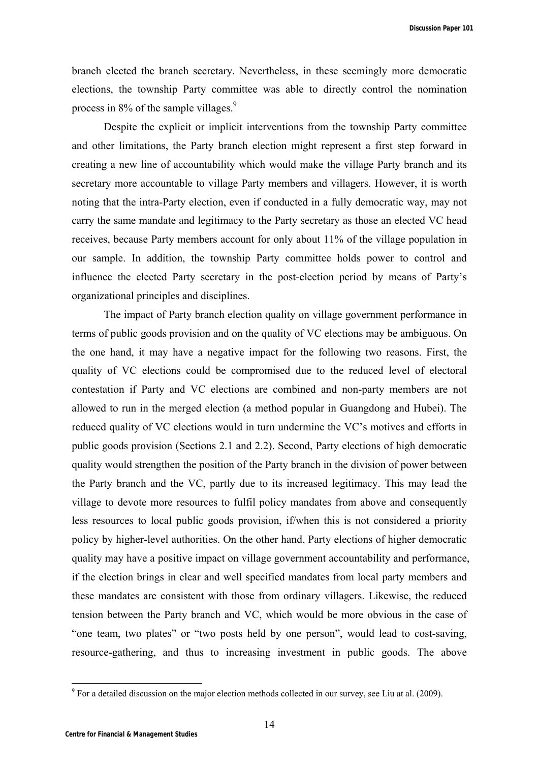branch elected the branch secretary. Nevertheless, in these seemingly more democratic elections, the township Party committee was able to directly control the nomination process in 8% of the sample villages.[9]

Despite the explicit or implicit interventions from the township Party committee and other limitations, the Party branch election might represent a first step forward in creating a new line of accountability which would make the village Party branch and its secretary more accountable to village Party members and villagers. However, it is worth noting that the intra-Party election, even if conducted in a fully democratic way, may not carry the same mandate and legitimacy to the Party secretary as those an elected VC head receives, because Party members account for only about 11% of the village population in our sample. In addition, the township Party committee holds power to control and influence the elected Party secretary in the post-election period by means of Party's organizational principles and disciplines.

The impact of Party branch election quality on village government performance in terms of public goods provision and on the quality of VC elections may be ambiguous. On the one hand, it may have a negative impact for the following two reasons. First, the quality of VC elections could be compromised due to the reduced level of electoral contestation if Party and VC elections are combined and non-party members are not allowed to run in the merged election (a method popular in Guangdong and Hubei). The reduced quality of VC elections would in turn undermine the VC's motives and efforts in public goods provision (Sections 2.1 and 2.2). Second, Party elections of high democratic quality would strengthen the position of the Party branch in the division of power between the Party branch and the VC, partly due to its increased legitimacy. This may lead the village to devote more resources to fulfil policy mandates from above and consequently less resources to local public goods provision, if/when this is not considered a priority policy by higher-level authorities. On the other hand, Party elections of higher democratic quality may have a positive impact on village government accountability and performance, if the election brings in clear and well specified mandates from local party members and these mandates are consistent with those from ordinary villagers. Likewise, the reduced tension between the Party branch and VC, which would be more obvious in the case of "one team, two plates" or "two posts held by one person", would lead to cost-saving, resource-gathering, and thus to increasing investment in public goods. The above

[9] For a detailed discussion on the major election methods collected in our survey, see Liu at al. (2009).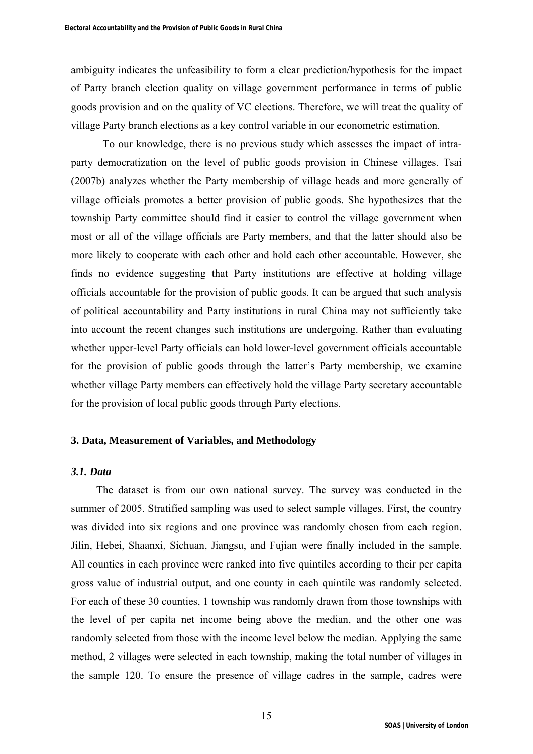ambiguity indicates the unfeasibility to form a clear prediction/hypothesis for the impact of Party branch election quality on village government performance in terms of public goods provision and on the quality of VC elections. Therefore, we will treat the quality of village Party branch elections as a key control variable in our econometric estimation.

To our knowledge, there is no previous study which assesses the impact of intra-party democratization on the level of public goods provision in Chinese villages. Tsai (2007b) analyzes whether the Party membership of village heads and more generally of village officials promotes a better provision of public goods. She hypothesizes that the township Party committee should find it easier to control the village government when most or all of the village officials are Party members, and that the latter should also be more likely to cooperate with each other and hold each other accountable. However, she finds no evidence suggesting that Party institutions are effective at holding village officials accountable for the provision of public goods. It can be argued that such analysis of political accountability and Party institutions in rural China may not sufficiently take into account the recent changes such institutions are undergoing. Rather than evaluating whether upper-level Party officials can hold lower-level government officials accountable for the provision of public goods through the latter's Party membership, we examine whether village Party members can effectively hold the village Party secretary accountable for the provision of local public goods through Party elections.

## 3. Data, Measurement of Variables, and Methodology

### *3.1. Data*

The dataset is from our own national survey. The survey was conducted in the summer of 2005. Stratified sampling was used to select sample villages. First, the country was divided into six regions and one province was randomly chosen from each region. Jilin, Hebei, Shaanxi, Sichuan, Jiangsu, and Fujian were finally included in the sample. All counties in each province were ranked into five quintiles according to their per capita gross value of industrial output, and one county in each quintile was randomly selected. For each of these 30 counties, 1 township was randomly drawn from those townships with the level of per capita net income being above the median, and the other one was randomly selected from those with the income level below the median. Applying the same method, 2 villages were selected in each township, making the total number of villages in the sample 120. To ensure the presence of village cadres in the sample, cadres were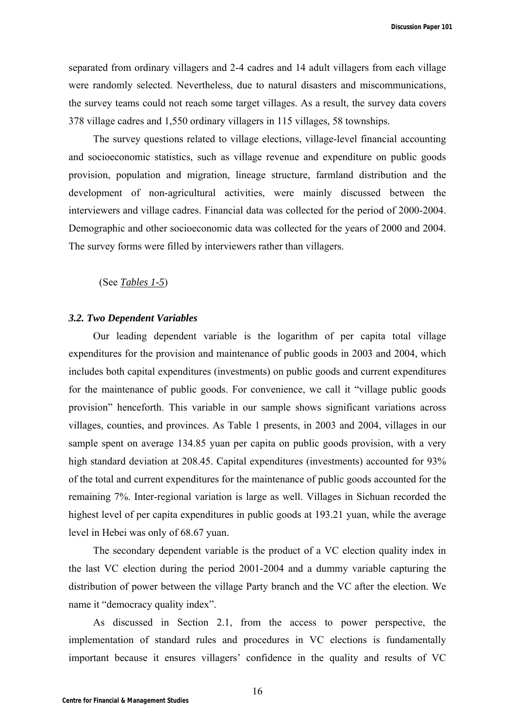separated from ordinary villagers and 2-4 cadres and 14 adult villagers from each village were randomly selected. Nevertheless, due to natural disasters and miscommunications, the survey teams could not reach some target villages. As a result, the survey data covers 378 village cadres and 1,550 ordinary villagers in 115 villages, 58 townships.

The survey questions related to village elections, village-level financial accounting and socioeconomic statistics, such as village revenue and expenditure on public goods provision, population and migration, lineage structure, farmland distribution and the development of non-agricultural activities, were mainly discussed between the interviewers and village cadres. Financial data was collected for the period of 2000-2004. Demographic and other socioeconomic data was collected for the years of 2000 and 2004. The survey forms were filled by interviewers rather than villagers.

(See *Tables 1-5*)

### *3.2. Two Dependent Variables*

Our leading dependent variable is the logarithm of per capita total village expenditures for the provision and maintenance of public goods in 2003 and 2004, which includes both capital expenditures (investments) on public goods and current expenditures for the maintenance of public goods. For convenience, we call it "village public goods provision" henceforth. This variable in our sample shows significant variations across villages, counties, and provinces. As Table 1 presents, in 2003 and 2004, villages in our sample spent on average 134.85 yuan per capita on public goods provision, with a very high standard deviation at 208.45. Capital expenditures (investments) accounted for 93% of the total and current expenditures for the maintenance of public goods accounted for the remaining 7%. Inter-regional variation is large as well. Villages in Sichuan recorded the highest level of per capita expenditures in public goods at 193.21 yuan, while the average level in Hebei was only of 68.67 yuan.

The secondary dependent variable is the product of a VC election quality index in the last VC election during the period 2001-2004 and a dummy variable capturing the distribution of power between the village Party branch and the VC after the election. We name it "democracy quality index".

As discussed in Section 2.1, from the access to power perspective, the implementation of standard rules and procedures in VC elections is fundamentally important because it ensures villagers' confidence in the quality and results of VC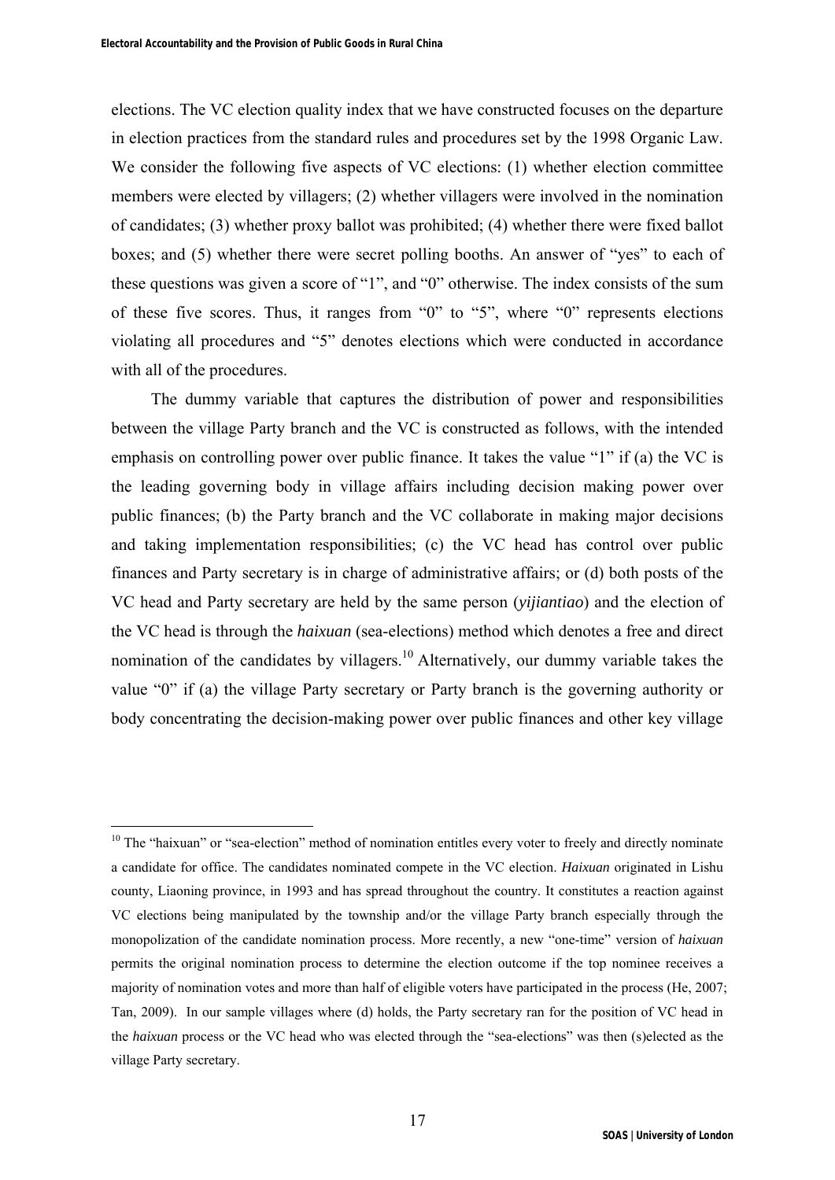elections. The VC election quality index that we have constructed focuses on the departure in election practices from the standard rules and procedures set by the 1998 Organic Law. We consider the following five aspects of VC elections: (1) whether election committee members were elected by villagers; (2) whether villagers were involved in the nomination of candidates; (3) whether proxy ballot was prohibited; (4) whether there were fixed ballot boxes; and (5) whether there were secret polling booths. An answer of "yes" to each of these questions was given a score of "1", and "0" otherwise. The index consists of the sum of these five scores. Thus, it ranges from "0" to "5", where "0" represents elections violating all procedures and "5" denotes elections which were conducted in accordance with all of the procedures.

The dummy variable that captures the distribution of power and responsibilities between the village Party branch and the VC is constructed as follows, with the intended emphasis on controlling power over public finance. It takes the value "1" if (a) the VC is the leading governing body in village affairs including decision making power over public finances; (b) the Party branch and the VC collaborate in making major decisions and taking implementation responsibilities; (c) the VC head has control over public finances and Party secretary is in charge of administrative affairs; or (d) both posts of the VC head and Party secretary are held by the same person (*yijiantiao*) and the election of the VC head is through the *haixuan* (sea-elections) method which denotes a free and direct nomination of the candidates by villagers.[10] Alternatively, our dummy variable takes the value "0" if (a) the village Party secretary or Party branch is the governing authority or body concentrating the decision-making power over public finances and other key village

---

[10] The "haixuan" or "sea-election" method of nomination entitles every voter to freely and directly nominate a candidate for office. The candidates nominated compete in the VC election. *Haixuan* originated in Lishu county, Liaoning province, in 1993 and has spread throughout the country. It constitutes a reaction against VC elections being manipulated by the township and/or the village Party branch especially through the monopolization of the candidate nomination process. More recently, a new "one-time" version of *haixuan* permits the original nomination process to determine the election outcome if the top nominee receives a majority of nomination votes and more than half of eligible voters have participated in the process (He, 2007; Tan, 2009). In our sample villages where (d) holds, the Party secretary ran for the position of VC head in the *haixuan* process or the VC head who was elected through the "sea-elections" was then (s)elected as the village Party secretary.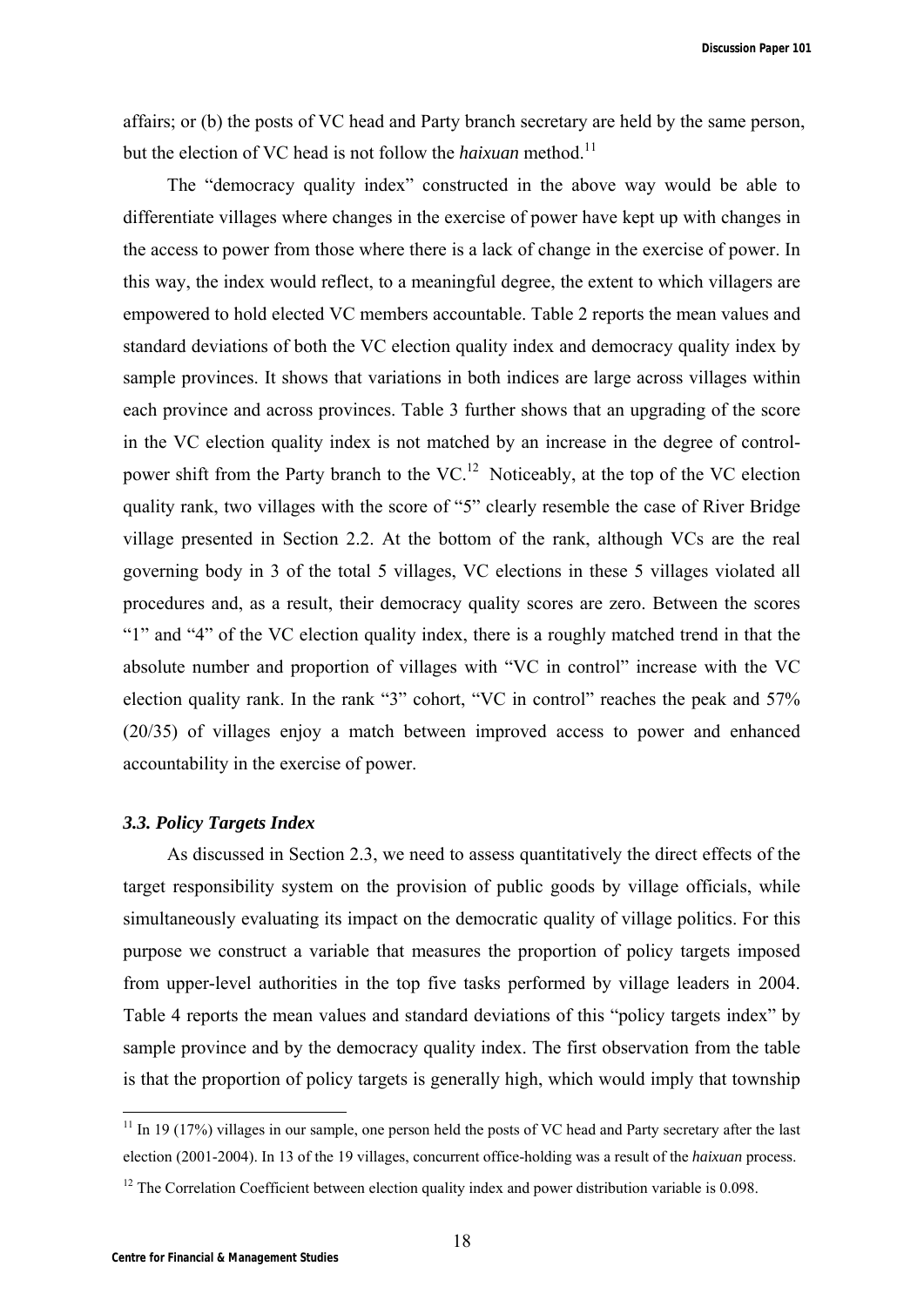affairs; or (b) the posts of VC head and Party branch secretary are held by the same person, but the election of VC head is not follow the *haixuan* method.[11]

The "democracy quality index" constructed in the above way would be able to differentiate villages where changes in the exercise of power have kept up with changes in the access to power from those where there is a lack of change in the exercise of power. In this way, the index would reflect, to a meaningful degree, the extent to which villagers are empowered to hold elected VC members accountable. Table 2 reports the mean values and standard deviations of both the VC election quality index and democracy quality index by sample provinces. It shows that variations in both indices are large across villages within each province and across provinces. Table 3 further shows that an upgrading of the score in the VC election quality index is not matched by an increase in the degree of control-power shift from the Party branch to the VC.[12] Noticeably, at the top of the VC election quality rank, two villages with the score of "5" clearly resemble the case of River Bridge village presented in Section 2.2. At the bottom of the rank, although VCs are the real governing body in 3 of the total 5 villages, VC elections in these 5 villages violated all procedures and, as a result, their democracy quality scores are zero. Between the scores "1" and "4" of the VC election quality index, there is a roughly matched trend in that the absolute number and proportion of villages with "VC in control" increase with the VC election quality rank. In the rank "3" cohort, "VC in control" reaches the peak and 57% (20/35) of villages enjoy a match between improved access to power and enhanced accountability in the exercise of power.

### *3.3. Policy Targets Index*

As discussed in Section 2.3, we need to assess quantitatively the direct effects of the target responsibility system on the provision of public goods by village officials, while simultaneously evaluating its impact on the democratic quality of village politics. For this purpose we construct a variable that measures the proportion of policy targets imposed from upper-level authorities in the top five tasks performed by village leaders in 2004. Table 4 reports the mean values and standard deviations of this "policy targets index" by sample province and by the democracy quality index. The first observation from the table is that the proportion of policy targets is generally high, which would imply that township

---

[11] In 19 (17%) villages in our sample, one person held the posts of VC head and Party secretary after the last election (2001-2004). In 13 of the 19 villages, concurrent office-holding was a result of the *haixuan* process.

[12] The Correlation Coefficient between election quality index and power distribution variable is 0.098.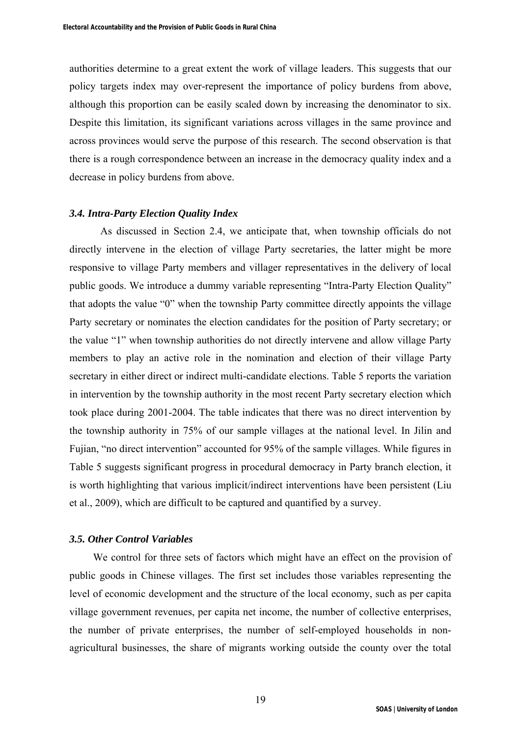authorities determine to a great extent the work of village leaders. This suggests that our policy targets index may over-represent the importance of policy burdens from above, although this proportion can be easily scaled down by increasing the denominator to six. Despite this limitation, its significant variations across villages in the same province and across provinces would serve the purpose of this research. The second observation is that there is a rough correspondence between an increase in the democracy quality index and a decrease in policy burdens from above.

### *3.4. Intra-Party Election Quality Index*

As discussed in Section 2.4, we anticipate that, when township officials do not directly intervene in the election of village Party secretaries, the latter might be more responsive to village Party members and villager representatives in the delivery of local public goods. We introduce a dummy variable representing "Intra-Party Election Quality" that adopts the value "0" when the township Party committee directly appoints the village Party secretary or nominates the election candidates for the position of Party secretary; or the value "1" when township authorities do not directly intervene and allow village Party members to play an active role in the nomination and election of their village Party secretary in either direct or indirect multi-candidate elections. Table 5 reports the variation in intervention by the township authority in the most recent Party secretary election which took place during 2001-2004. The table indicates that there was no direct intervention by the township authority in 75% of our sample villages at the national level. In Jilin and Fujian, "no direct intervention" accounted for 95% of the sample villages. While figures in Table 5 suggests significant progress in procedural democracy in Party branch election, it is worth highlighting that various implicit/indirect interventions have been persistent (Liu et al., 2009), which are difficult to be captured and quantified by a survey.

### *3.5. Other Control Variables*

We control for three sets of factors which might have an effect on the provision of public goods in Chinese villages. The first set includes those variables representing the level of economic development and the structure of the local economy, such as per capita village government revenues, per capita net income, the number of collective enterprises, the number of private enterprises, the number of self-employed households in non-agricultural businesses, the share of migrants working outside the county over the total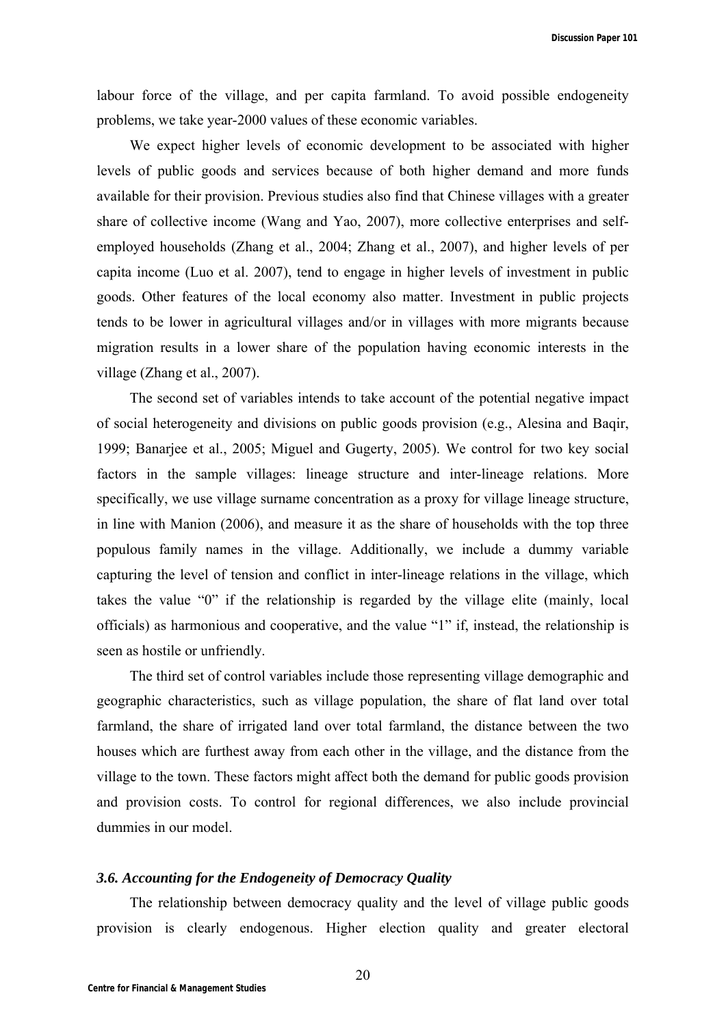labour force of the village, and per capita farmland. To avoid possible endogeneity problems, we take year-2000 values of these economic variables.

We expect higher levels of economic development to be associated with higher levels of public goods and services because of both higher demand and more funds available for their provision. Previous studies also find that Chinese villages with a greater share of collective income (Wang and Yao, 2007), more collective enterprises and self-employed households (Zhang et al., 2004; Zhang et al., 2007), and higher levels of per capita income (Luo et al. 2007), tend to engage in higher levels of investment in public goods. Other features of the local economy also matter. Investment in public projects tends to be lower in agricultural villages and/or in villages with more migrants because migration results in a lower share of the population having economic interests in the village (Zhang et al., 2007).

The second set of variables intends to take account of the potential negative impact of social heterogeneity and divisions on public goods provision (e.g., Alesina and Baqir, 1999; Banarjee et al., 2005; Miguel and Gugerty, 2005). We control for two key social factors in the sample villages: lineage structure and inter-lineage relations. More specifically, we use village surname concentration as a proxy for village lineage structure, in line with Manion (2006), and measure it as the share of households with the top three populous family names in the village. Additionally, we include a dummy variable capturing the level of tension and conflict in inter-lineage relations in the village, which takes the value "0" if the relationship is regarded by the village elite (mainly, local officials) as harmonious and cooperative, and the value "1" if, instead, the relationship is seen as hostile or unfriendly.

The third set of control variables include those representing village demographic and geographic characteristics, such as village population, the share of flat land over total farmland, the share of irrigated land over total farmland, the distance between the two houses which are furthest away from each other in the village, and the distance from the village to the town. These factors might affect both the demand for public goods provision and provision costs. To control for regional differences, we also include provincial dummies in our model.

### *3.6. Accounting for the Endogeneity of Democracy Quality*

The relationship between democracy quality and the level of village public goods provision is clearly endogenous. Higher election quality and greater electoral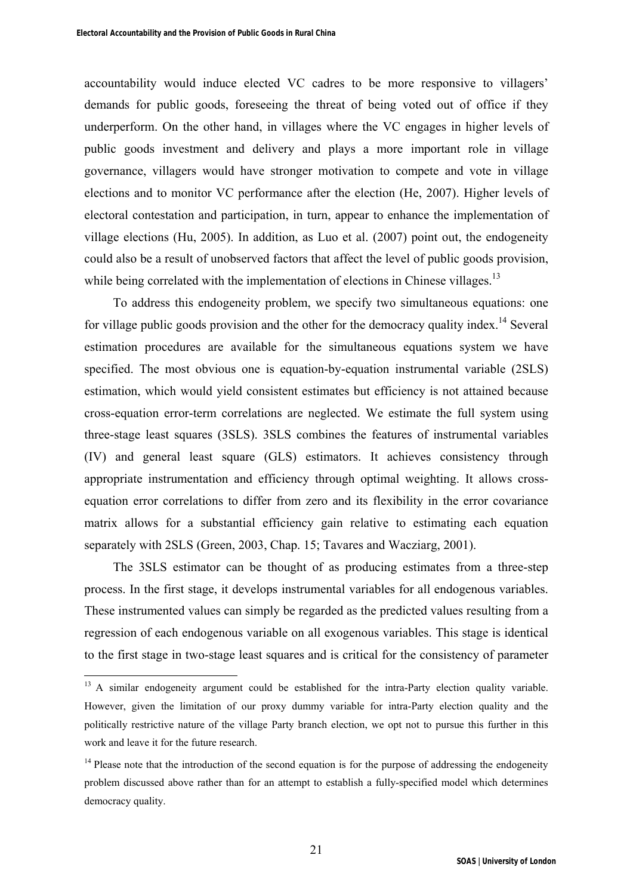accountability would induce elected VC cadres to be more responsive to villagers' demands for public goods, foreseeing the threat of being voted out of office if they underperform. On the other hand, in villages where the VC engages in higher levels of public goods investment and delivery and plays a more important role in village governance, villagers would have stronger motivation to compete and vote in village elections and to monitor VC performance after the election (He, 2007). Higher levels of electoral contestation and participation, in turn, appear to enhance the implementation of village elections (Hu, 2005). In addition, as Luo et al. (2007) point out, the endogeneity could also be a result of unobserved factors that affect the level of public goods provision, while being correlated with the implementation of elections in Chinese villages.[13]

To address this endogeneity problem, we specify two simultaneous equations: one for village public goods provision and the other for the democracy quality index.[14] Several estimation procedures are available for the simultaneous equations system we have specified. The most obvious one is equation-by-equation instrumental variable (2SLS) estimation, which would yield consistent estimates but efficiency is not attained because cross-equation error-term correlations are neglected. We estimate the full system using three-stage least squares (3SLS). 3SLS combines the features of instrumental variables (IV) and general least square (GLS) estimators. It achieves consistency through appropriate instrumentation and efficiency through optimal weighting. It allows cross-equation error correlations to differ from zero and its flexibility in the error covariance matrix allows for a substantial efficiency gain relative to estimating each equation separately with 2SLS (Green, 2003, Chap. 15; Tavares and Wacziarg, 2001).

The 3SLS estimator can be thought of as producing estimates from a three-step process. In the first stage, it develops instrumental variables for all endogenous variables. These instrumented values can simply be regarded as the predicted values resulting from a regression of each endogenous variable on all exogenous variables. This stage is identical to the first stage in two-stage least squares and is critical for the consistency of parameter

---

[13] A similar endogeneity argument could be established for the intra-Party election quality variable. However, given the limitation of our proxy dummy variable for intra-Party election quality and the politically restrictive nature of the village Party branch election, we opt not to pursue this further in this work and leave it for the future research.

[14] Please note that the introduction of the second equation is for the purpose of addressing the endogeneity problem discussed above rather than for an attempt to establish a fully-specified model which determines democracy quality.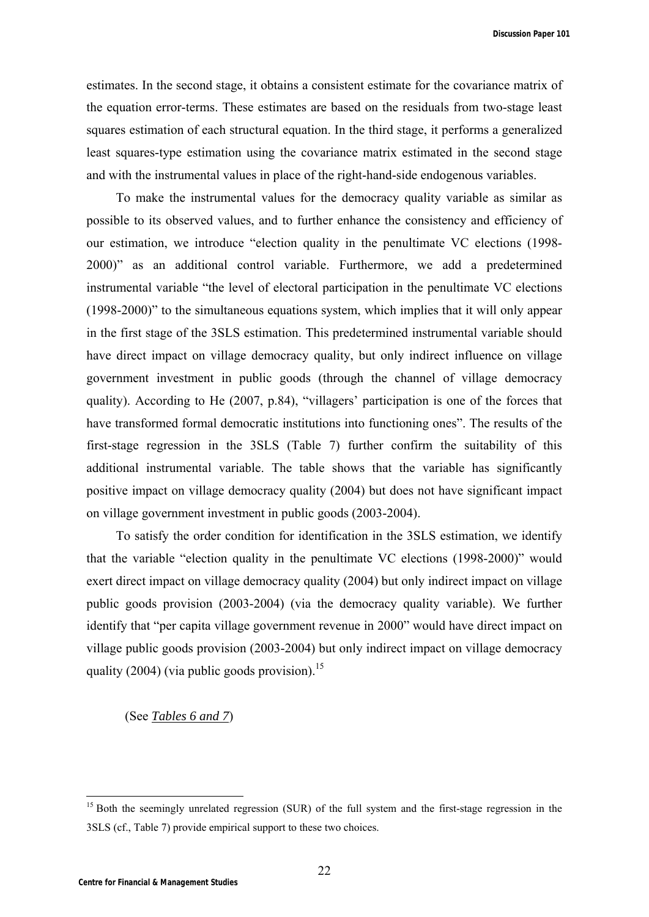estimates. In the second stage, it obtains a consistent estimate for the covariance matrix of the equation error-terms. These estimates are based on the residuals from two-stage least squares estimation of each structural equation. In the third stage, it performs a generalized least squares-type estimation using the covariance matrix estimated in the second stage and with the instrumental values in place of the right-hand-side endogenous variables.

To make the instrumental values for the democracy quality variable as similar as possible to its observed values, and to further enhance the consistency and efficiency of our estimation, we introduce "election quality in the penultimate VC elections (1998-2000)" as an additional control variable. Furthermore, we add a predetermined instrumental variable "the level of electoral participation in the penultimate VC elections (1998-2000)" to the simultaneous equations system, which implies that it will only appear in the first stage of the 3SLS estimation. This predetermined instrumental variable should have direct impact on village democracy quality, but only indirect influence on village government investment in public goods (through the channel of village democracy quality). According to He (2007, p.84), "villagers' participation is one of the forces that have transformed formal democratic institutions into functioning ones". The results of the first-stage regression in the 3SLS (Table 7) further confirm the suitability of this additional instrumental variable. The table shows that the variable has significantly positive impact on village democracy quality (2004) but does not have significant impact on village government investment in public goods (2003-2004).

To satisfy the order condition for identification in the 3SLS estimation, we identify that the variable "election quality in the penultimate VC elections (1998-2000)" would exert direct impact on village democracy quality (2004) but only indirect impact on village public goods provision (2003-2004) (via the democracy quality variable). We further identify that "per capita village government revenue in 2000" would have direct impact on village public goods provision (2003-2004) but only indirect impact on village democracy quality (2004) (via public goods provision).[15]

(See *Tables 6 and 7*)

[15] Both the seemingly unrelated regression (SUR) of the full system and the first-stage regression in the 3SLS (cf., Table 7) provide empirical support to these two choices.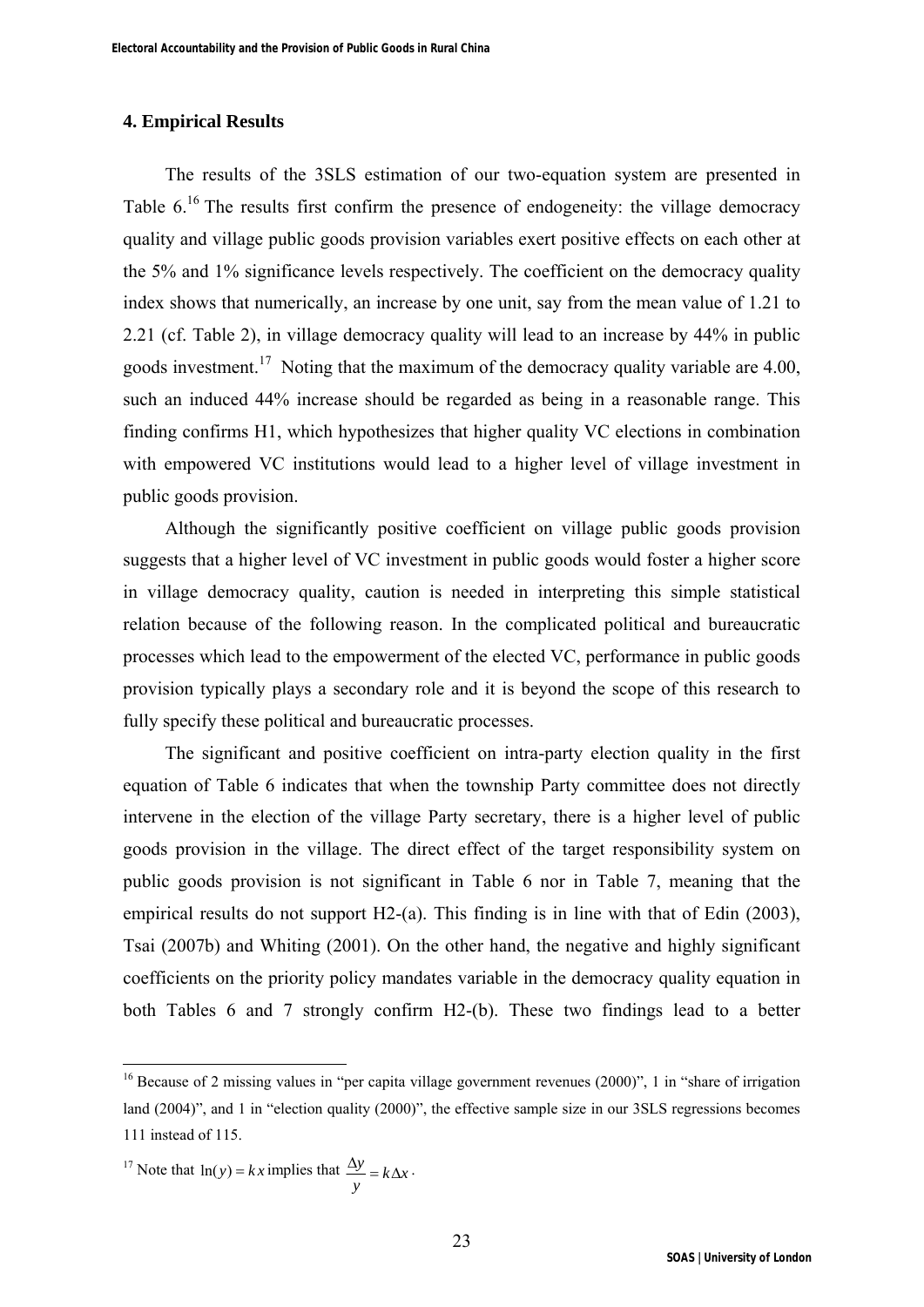## 4. Empirical Results

The results of the 3SLS estimation of our two-equation system are presented in Table 6.[16] The results first confirm the presence of endogeneity: the village democracy quality and village public goods provision variables exert positive effects on each other at the 5% and 1% significance levels respectively. The coefficient on the democracy quality index shows that numerically, an increase by one unit, say from the mean value of 1.21 to 2.21 (cf. Table 2), in village democracy quality will lead to an increase by 44% in public goods investment.[17] Noting that the maximum of the democracy quality variable are 4.00, such an induced 44% increase should be regarded as being in a reasonable range. This finding confirms H1, which hypothesizes that higher quality VC elections in combination with empowered VC institutions would lead to a higher level of village investment in public goods provision.

Although the significantly positive coefficient on village public goods provision suggests that a higher level of VC investment in public goods would foster a higher score in village democracy quality, caution is needed in interpreting this simple statistical relation because of the following reason. In the complicated political and bureaucratic processes which lead to the empowerment of the elected VC, performance in public goods provision typically plays a secondary role and it is beyond the scope of this research to fully specify these political and bureaucratic processes.

The significant and positive coefficient on intra-party election quality in the first equation of Table 6 indicates that when the township Party committee does not directly intervene in the election of the village Party secretary, there is a higher level of public goods provision in the village. The direct effect of the target responsibility system on public goods provision is not significant in Table 6 nor in Table 7, meaning that the empirical results do not support H2-(a). This finding is in line with that of Edin (2003), Tsai (2007b) and Whiting (2001). On the other hand, the negative and highly significant coefficients on the priority policy mandates variable in the democracy quality equation in both Tables 6 and 7 strongly confirm H2-(b). These two findings lead to a better

---

[16] Because of 2 missing values in "per capita village government revenues (2000)", 1 in "share of irrigation land (2004)", and 1 in "election quality (2000)", the effective sample size in our 3SLS regressions becomes 111 instead of 115.

[17] Note that $\ln(y) = kx$ implies that $\frac{\Delta y}{y} = k\Delta x$.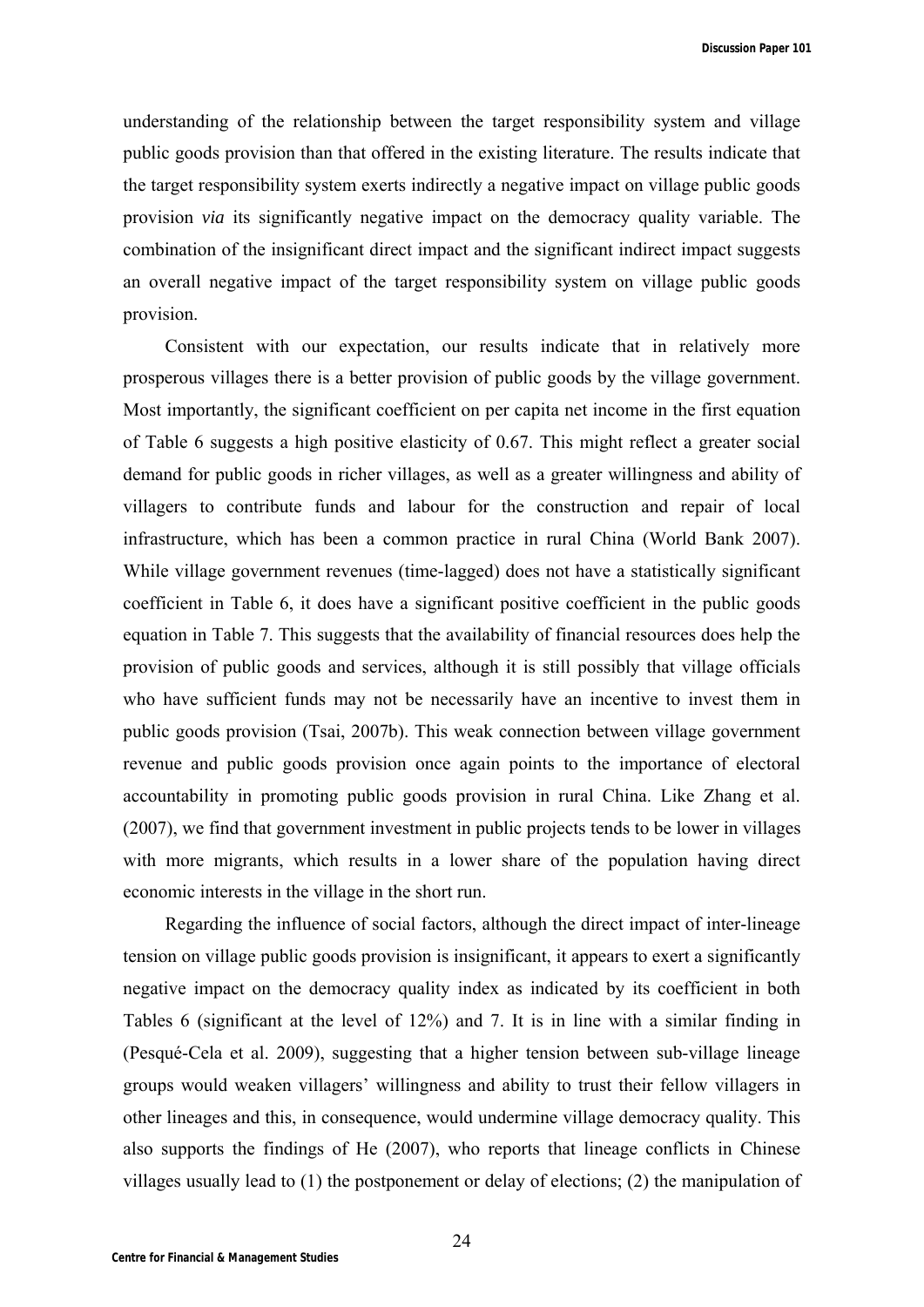understanding of the relationship between the target responsibility system and village public goods provision than that offered in the existing literature. The results indicate that the target responsibility system exerts indirectly a negative impact on village public goods provision *via* its significantly negative impact on the democracy quality variable. The combination of the insignificant direct impact and the significant indirect impact suggests an overall negative impact of the target responsibility system on village public goods provision.

Consistent with our expectation, our results indicate that in relatively more prosperous villages there is a better provision of public goods by the village government. Most importantly, the significant coefficient on per capita net income in the first equation of Table 6 suggests a high positive elasticity of 0.67. This might reflect a greater social demand for public goods in richer villages, as well as a greater willingness and ability of villagers to contribute funds and labour for the construction and repair of local infrastructure, which has been a common practice in rural China (World Bank 2007). While village government revenues (time-lagged) does not have a statistically significant coefficient in Table 6, it does have a significant positive coefficient in the public goods equation in Table 7. This suggests that the availability of financial resources does help the provision of public goods and services, although it is still possibly that village officials who have sufficient funds may not be necessarily have an incentive to invest them in public goods provision (Tsai, 2007b). This weak connection between village government revenue and public goods provision once again points to the importance of electoral accountability in promoting public goods provision in rural China. Like Zhang et al. (2007), we find that government investment in public projects tends to be lower in villages with more migrants, which results in a lower share of the population having direct economic interests in the village in the short run.

Regarding the influence of social factors, although the direct impact of inter-lineage tension on village public goods provision is insignificant, it appears to exert a significantly negative impact on the democracy quality index as indicated by its coefficient in both Tables 6 (significant at the level of 12%) and 7. It is in line with a similar finding in (Pesqué-Cela et al. 2009), suggesting that a higher tension between sub-village lineage groups would weaken villagers' willingness and ability to trust their fellow villagers in other lineages and this, in consequence, would undermine village democracy quality. This also supports the findings of He (2007), who reports that lineage conflicts in Chinese villages usually lead to (1) the postponement or delay of elections; (2) the manipulation of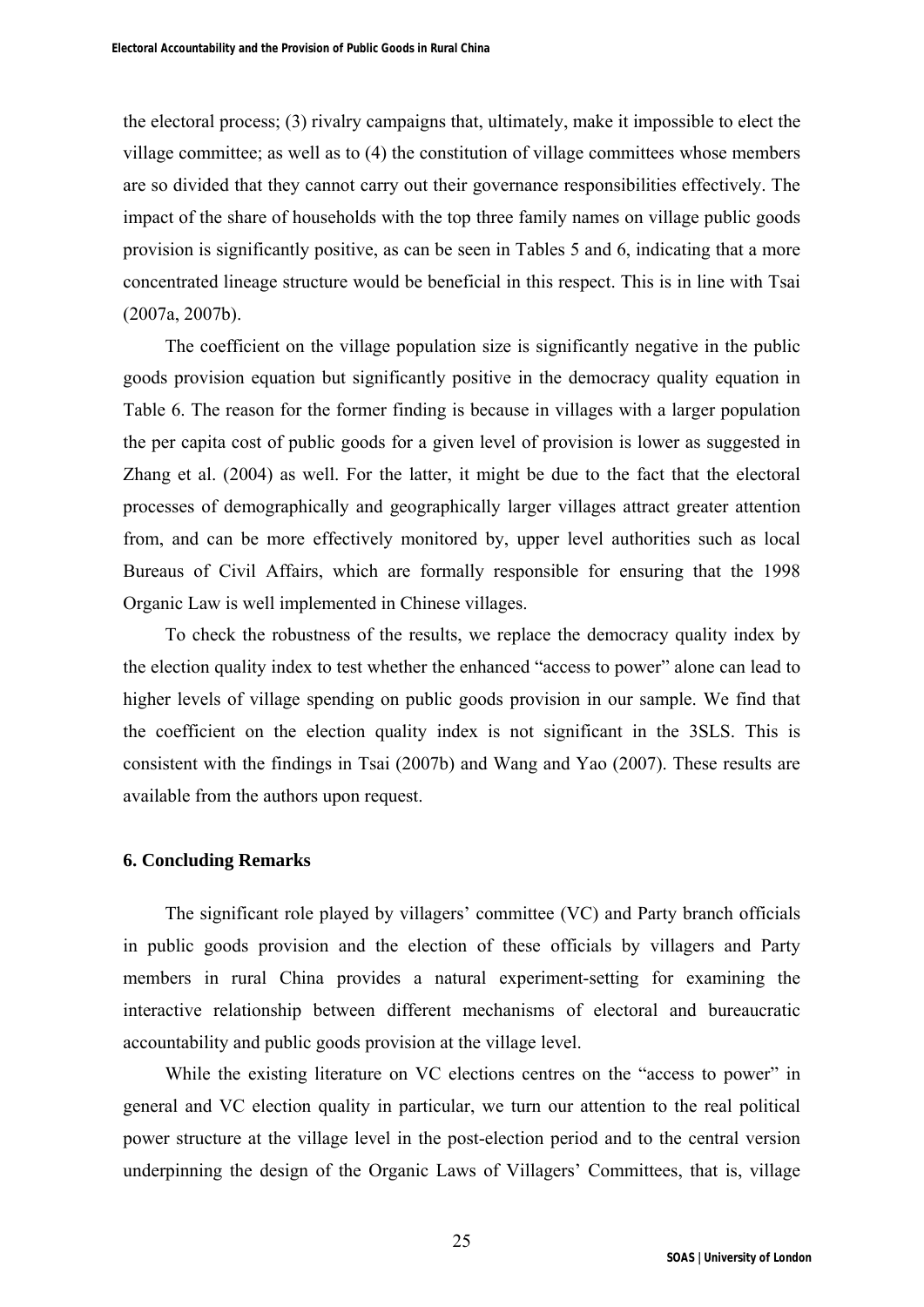the electoral process; (3) rivalry campaigns that, ultimately, make it impossible to elect the village committee; as well as to (4) the constitution of village committees whose members are so divided that they cannot carry out their governance responsibilities effectively. The impact of the share of households with the top three family names on village public goods provision is significantly positive, as can be seen in Tables 5 and 6, indicating that a more concentrated lineage structure would be beneficial in this respect. This is in line with Tsai (2007a, 2007b).

The coefficient on the village population size is significantly negative in the public goods provision equation but significantly positive in the democracy quality equation in Table 6. The reason for the former finding is because in villages with a larger population the per capita cost of public goods for a given level of provision is lower as suggested in Zhang et al. (2004) as well. For the latter, it might be due to the fact that the electoral processes of demographically and geographically larger villages attract greater attention from, and can be more effectively monitored by, upper level authorities such as local Bureaus of Civil Affairs, which are formally responsible for ensuring that the 1998 Organic Law is well implemented in Chinese villages.

To check the robustness of the results, we replace the democracy quality index by the election quality index to test whether the enhanced "access to power" alone can lead to higher levels of village spending on public goods provision in our sample. We find that the coefficient on the election quality index is not significant in the 3SLS. This is consistent with the findings in Tsai (2007b) and Wang and Yao (2007). These results are available from the authors upon request.

## 6. Concluding Remarks

The significant role played by villagers' committee (VC) and Party branch officials in public goods provision and the election of these officials by villagers and Party members in rural China provides a natural experiment-setting for examining the interactive relationship between different mechanisms of electoral and bureaucratic accountability and public goods provision at the village level.

While the existing literature on VC elections centres on the "access to power" in general and VC election quality in particular, we turn our attention to the real political power structure at the village level in the post-election period and to the central version underpinning the design of the Organic Laws of Villagers' Committees, that is, village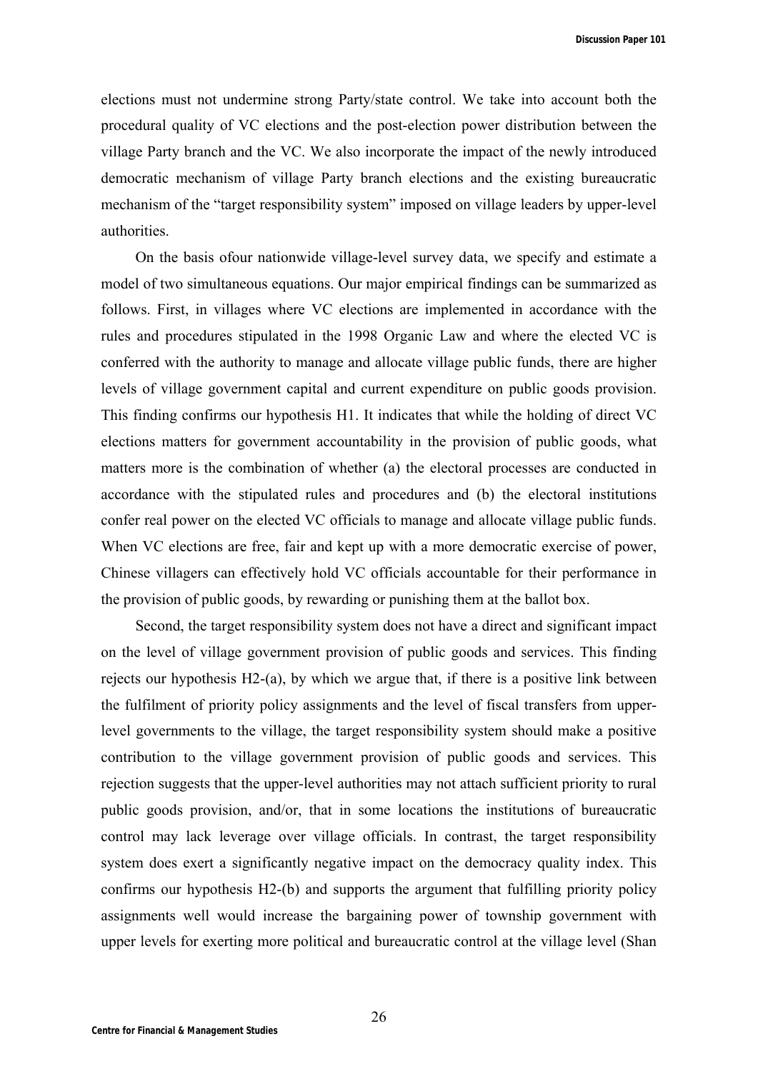elections must not undermine strong Party/state control. We take into account both the procedural quality of VC elections and the post-election power distribution between the village Party branch and the VC. We also incorporate the impact of the newly introduced democratic mechanism of village Party branch elections and the existing bureaucratic mechanism of the "target responsibility system" imposed on village leaders by upper-level authorities.

On the basis ofour nationwide village-level survey data, we specify and estimate a model of two simultaneous equations. Our major empirical findings can be summarized as follows. First, in villages where VC elections are implemented in accordance with the rules and procedures stipulated in the 1998 Organic Law and where the elected VC is conferred with the authority to manage and allocate village public funds, there are higher levels of village government capital and current expenditure on public goods provision. This finding confirms our hypothesis H1. It indicates that while the holding of direct VC elections matters for government accountability in the provision of public goods, what matters more is the combination of whether (a) the electoral processes are conducted in accordance with the stipulated rules and procedures and (b) the electoral institutions confer real power on the elected VC officials to manage and allocate village public funds. When VC elections are free, fair and kept up with a more democratic exercise of power, Chinese villagers can effectively hold VC officials accountable for their performance in the provision of public goods, by rewarding or punishing them at the ballot box.

Second, the target responsibility system does not have a direct and significant impact on the level of village government provision of public goods and services. This finding rejects our hypothesis H2-(a), by which we argue that, if there is a positive link between the fulfilment of priority policy assignments and the level of fiscal transfers from upper-level governments to the village, the target responsibility system should make a positive contribution to the village government provision of public goods and services. This rejection suggests that the upper-level authorities may not attach sufficient priority to rural public goods provision, and/or, that in some locations the institutions of bureaucratic control may lack leverage over village officials. In contrast, the target responsibility system does exert a significantly negative impact on the democracy quality index. This confirms our hypothesis H2-(b) and supports the argument that fulfilling priority policy assignments well would increase the bargaining power of township government with upper levels for exerting more political and bureaucratic control at the village level (Shan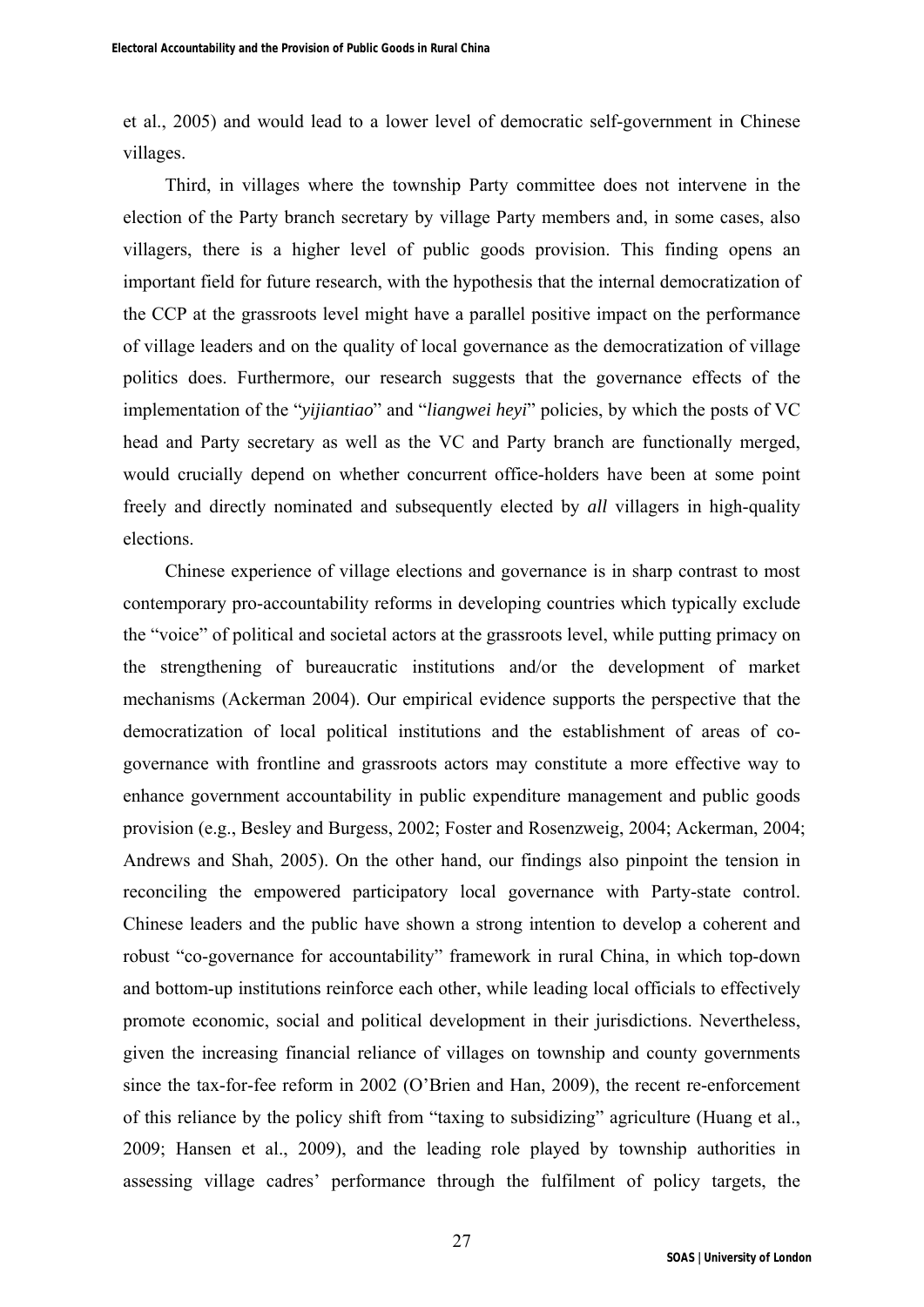et al., 2005) and would lead to a lower level of democratic self-government in Chinese villages.

Third, in villages where the township Party committee does not intervene in the election of the Party branch secretary by village Party members and, in some cases, also villagers, there is a higher level of public goods provision. This finding opens an important field for future research, with the hypothesis that the internal democratization of the CCP at the grassroots level might have a parallel positive impact on the performance of village leaders and on the quality of local governance as the democratization of village politics does. Furthermore, our research suggests that the governance effects of the implementation of the "*yijiantiao*" and "*liangwei heyi*" policies, by which the posts of VC head and Party secretary as well as the VC and Party branch are functionally merged, would crucially depend on whether concurrent office-holders have been at some point freely and directly nominated and subsequently elected by *all* villagers in high-quality elections.

Chinese experience of village elections and governance is in sharp contrast to most contemporary pro-accountability reforms in developing countries which typically exclude the "voice" of political and societal actors at the grassroots level, while putting primacy on the strengthening of bureaucratic institutions and/or the development of market mechanisms (Ackerman 2004). Our empirical evidence supports the perspective that the democratization of local political institutions and the establishment of areas of co-governance with frontline and grassroots actors may constitute a more effective way to enhance government accountability in public expenditure management and public goods provision (e.g., Besley and Burgess, 2002; Foster and Rosenzweig, 2004; Ackerman, 2004; Andrews and Shah, 2005). On the other hand, our findings also pinpoint the tension in reconciling the empowered participatory local governance with Party-state control. Chinese leaders and the public have shown a strong intention to develop a coherent and robust "co-governance for accountability" framework in rural China, in which top-down and bottom-up institutions reinforce each other, while leading local officials to effectively promote economic, social and political development in their jurisdictions. Nevertheless, given the increasing financial reliance of villages on township and county governments since the tax-for-fee reform in 2002 (O'Brien and Han, 2009), the recent re-enforcement of this reliance by the policy shift from "taxing to subsidizing" agriculture (Huang et al., 2009; Hansen et al., 2009), and the leading role played by township authorities in assessing village cadres' performance through the fulfilment of policy targets, the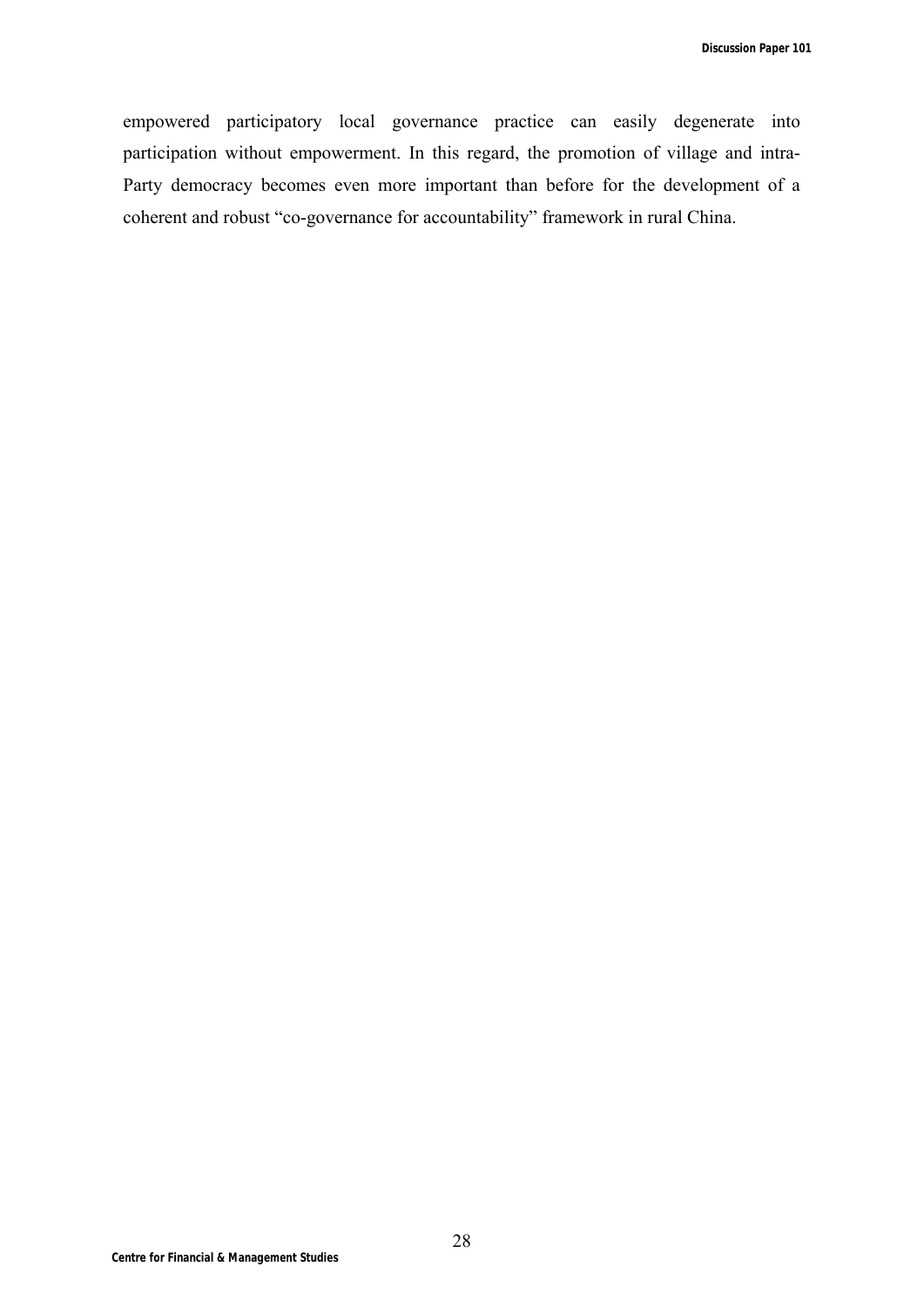empowered participatory local governance practice can easily degenerate into participation without empowerment. In this regard, the promotion of village and intra-Party democracy becomes even more important than before for the development of a coherent and robust "co-governance for accountability" framework in rural China.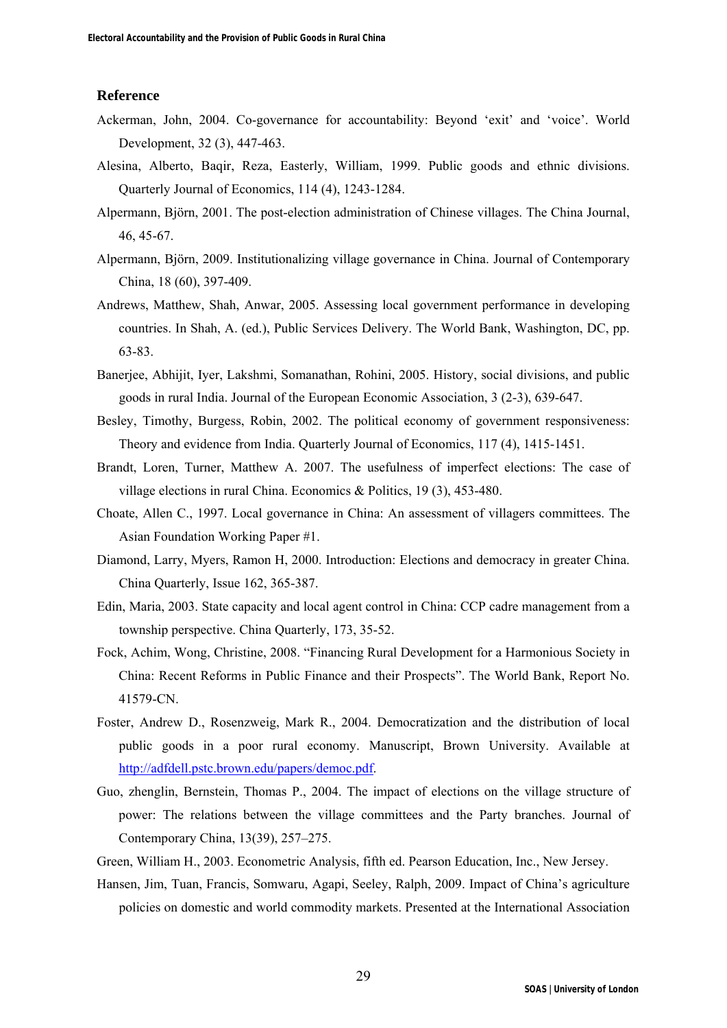## Reference

Ackerman, John, 2004. Co-governance for accountability: Beyond 'exit' and 'voice'. World Development, 32 (3), 447-463.

Alesina, Alberto, Baqir, Reza, Easterly, William, 1999. Public goods and ethnic divisions. Quarterly Journal of Economics, 114 (4), 1243-1284.

Alpermann, Björn, 2001. The post-election administration of Chinese villages. The China Journal, 46, 45-67.

Alpermann, Björn, 2009. Institutionalizing village governance in China. Journal of Contemporary China, 18 (60), 397-409.

Andrews, Matthew, Shah, Anwar, 2005. Assessing local government performance in developing countries. In Shah, A. (ed.), Public Services Delivery. The World Bank, Washington, DC, pp. 63-83.

Banerjee, Abhijit, Iyer, Lakshmi, Somanathan, Rohini, 2005. History, social divisions, and public goods in rural India. Journal of the European Economic Association, 3 (2-3), 639-647.

Besley, Timothy, Burgess, Robin, 2002. The political economy of government responsiveness: Theory and evidence from India. Quarterly Journal of Economics, 117 (4), 1415-1451.

Brandt, Loren, Turner, Matthew A. 2007. The usefulness of imperfect elections: The case of village elections in rural China. Economics & Politics, 19 (3), 453-480.

Choate, Allen C., 1997. Local governance in China: An assessment of villagers committees. The Asian Foundation Working Paper #1.

Diamond, Larry, Myers, Ramon H, 2000. Introduction: Elections and democracy in greater China. China Quarterly, Issue 162, 365-387.

Edin, Maria, 2003. State capacity and local agent control in China: CCP cadre management from a township perspective. China Quarterly, 173, 35-52.

Fock, Achim, Wong, Christine, 2008. "Financing Rural Development for a Harmonious Society in China: Recent Reforms in Public Finance and their Prospects". The World Bank, Report No. 41579-CN.

Foster, Andrew D., Rosenzweig, Mark R., 2004. Democratization and the distribution of local public goods in a poor rural economy. Manuscript, Brown University. Available at http://adfdell.pstc.brown.edu/papers/democ.pdf.

Guo, zhenglin, Bernstein, Thomas P., 2004. The impact of elections on the village structure of power: The relations between the village committees and the Party branches. Journal of Contemporary China, 13(39), 257–275.

Green, William H., 2003. Econometric Analysis, fifth ed. Pearson Education, Inc., New Jersey.

Hansen, Jim, Tuan, Francis, Somwaru, Agapi, Seeley, Ralph, 2009. Impact of China's agriculture policies on domestic and world commodity markets. Presented at the International Association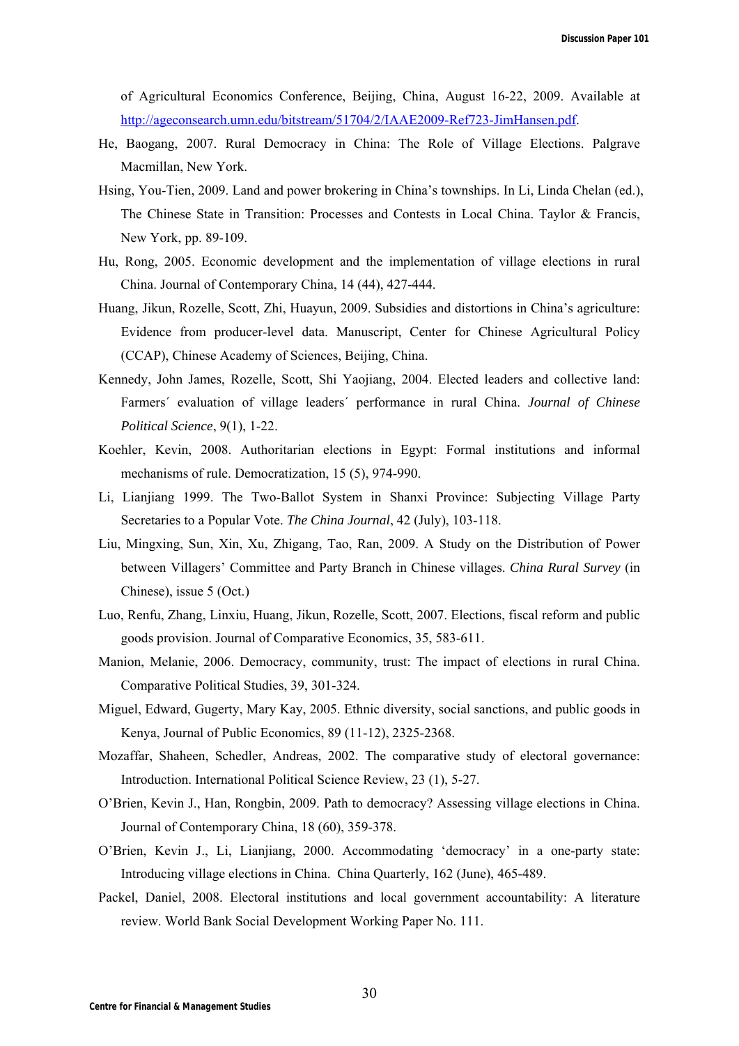of Agricultural Economics Conference, Beijing, China, August 16-22, 2009. Available at http://ageconsearch.umn.edu/bitstream/51704/2/IAAE2009-Ref723-JimHansen.pdf.

He, Baogang, 2007. Rural Democracy in China: The Role of Village Elections. Palgrave Macmillan, New York.

Hsing, You-Tien, 2009. Land and power brokering in China's townships. In Li, Linda Chelan (ed.), The Chinese State in Transition: Processes and Contests in Local China. Taylor & Francis, New York, pp. 89-109.

Hu, Rong, 2005. Economic development and the implementation of village elections in rural China. Journal of Contemporary China, 14 (44), 427-444.

Huang, Jikun, Rozelle, Scott, Zhi, Huayun, 2009. Subsidies and distortions in China's agriculture: Evidence from producer-level data. Manuscript, Center for Chinese Agricultural Policy (CCAP), Chinese Academy of Sciences, Beijing, China.

Kennedy, John James, Rozelle, Scott, Shi Yaojiang, 2004. Elected leaders and collective land: Farmers´ evaluation of village leaders´ performance in rural China. *Journal of Chinese Political Science*, 9(1), 1-22.

Koehler, Kevin, 2008. Authoritarian elections in Egypt: Formal institutions and informal mechanisms of rule. Democratization, 15 (5), 974-990.

Li, Lianjiang 1999. The Two-Ballot System in Shanxi Province: Subjecting Village Party Secretaries to a Popular Vote. *The China Journal*, 42 (July), 103-118.

Liu, Mingxing, Sun, Xin, Xu, Zhigang, Tao, Ran, 2009. A Study on the Distribution of Power between Villagers' Committee and Party Branch in Chinese villages. *China Rural Survey* (in Chinese), issue 5 (Oct.)

Luo, Renfu, Zhang, Linxiu, Huang, Jikun, Rozelle, Scott, 2007. Elections, fiscal reform and public goods provision. Journal of Comparative Economics, 35, 583-611.

Manion, Melanie, 2006. Democracy, community, trust: The impact of elections in rural China. Comparative Political Studies, 39, 301-324.

Miguel, Edward, Gugerty, Mary Kay, 2005. Ethnic diversity, social sanctions, and public goods in Kenya, Journal of Public Economics, 89 (11-12), 2325-2368.

Mozaffar, Shaheen, Schedler, Andreas, 2002. The comparative study of electoral governance: Introduction. International Political Science Review, 23 (1), 5-27.

O'Brien, Kevin J., Han, Rongbin, 2009. Path to democracy? Assessing village elections in China. Journal of Contemporary China, 18 (60), 359-378.

O'Brien, Kevin J., Li, Lianjiang, 2000. Accommodating 'democracy' in a one-party state: Introducing village elections in China. China Quarterly, 162 (June), 465-489.

Packel, Daniel, 2008. Electoral institutions and local government accountability: A literature review. World Bank Social Development Working Paper No. 111.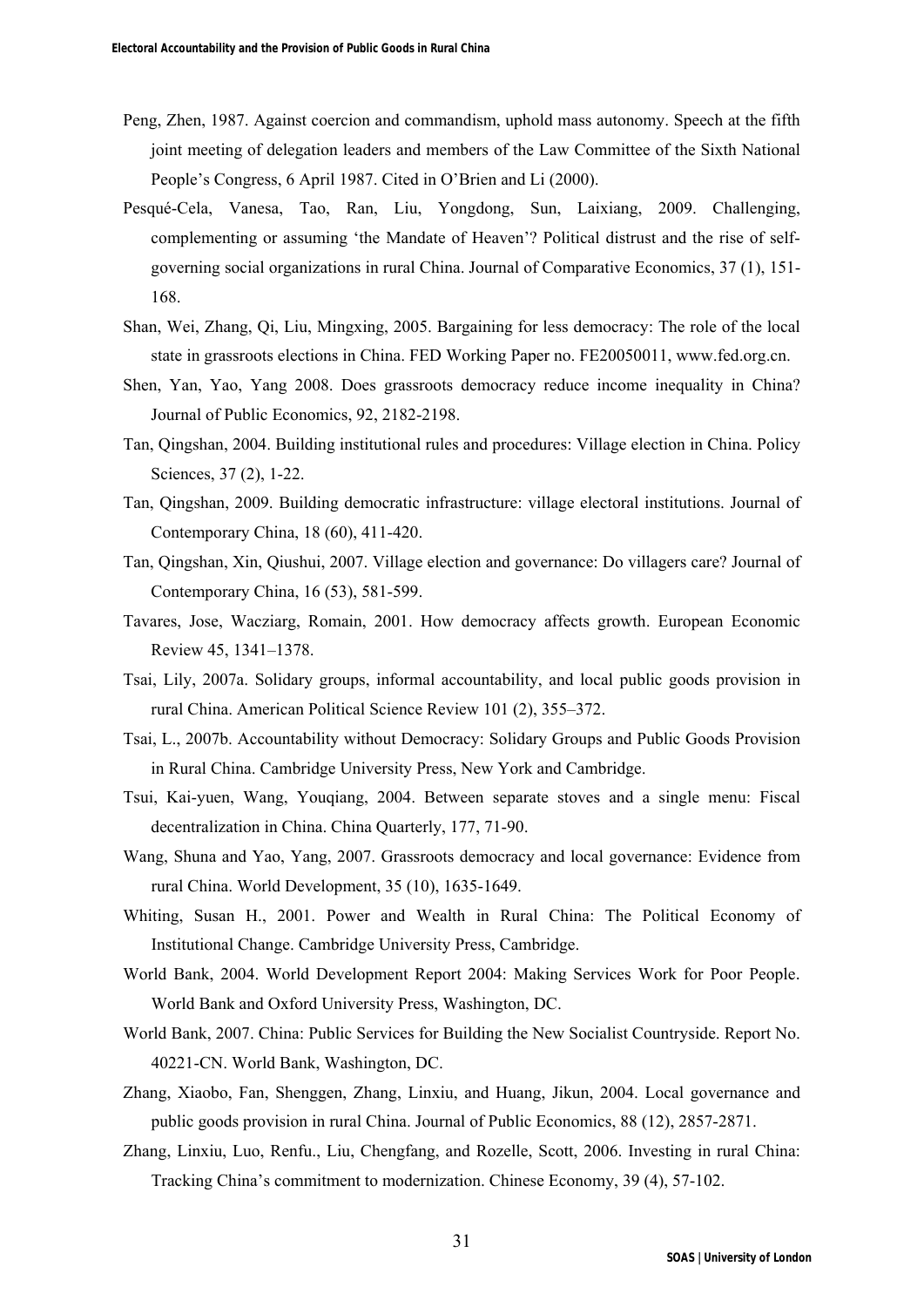Peng, Zhen, 1987. Against coercion and commandism, uphold mass autonomy. Speech at the fifth joint meeting of delegation leaders and members of the Law Committee of the Sixth National People's Congress, 6 April 1987. Cited in O'Brien and Li (2000).

Pesqué-Cela, Vanesa, Tao, Ran, Liu, Yongdong, Sun, Laixiang, 2009. Challenging, complementing or assuming 'the Mandate of Heaven'? Political distrust and the rise of self-governing social organizations in rural China. Journal of Comparative Economics, 37 (1), 151-168.

Shan, Wei, Zhang, Qi, Liu, Mingxing, 2005. Bargaining for less democracy: The role of the local state in grassroots elections in China. FED Working Paper no. FE20050011, www.fed.org.cn.

Shen, Yan, Yao, Yang 2008. Does grassroots democracy reduce income inequality in China? Journal of Public Economics, 92, 2182-2198.

Tan, Qingshan, 2004. Building institutional rules and procedures: Village election in China. Policy Sciences, 37 (2), 1-22.

Tan, Qingshan, 2009. Building democratic infrastructure: village electoral institutions. Journal of Contemporary China, 18 (60), 411-420.

Tan, Qingshan, Xin, Qiushui, 2007. Village election and governance: Do villagers care? Journal of Contemporary China, 16 (53), 581-599.

Tavares, Jose, Wacziarg, Romain, 2001. How democracy affects growth. European Economic Review 45, 1341–1378.

Tsai, Lily, 2007a. Solidary groups, informal accountability, and local public goods provision in rural China. American Political Science Review 101 (2), 355–372.

Tsai, L., 2007b. Accountability without Democracy: Solidary Groups and Public Goods Provision in Rural China. Cambridge University Press, New York and Cambridge.

Tsui, Kai-yuen, Wang, Youqiang, 2004. Between separate stoves and a single menu: Fiscal decentralization in China. China Quarterly, 177, 71-90.

Wang, Shuna and Yao, Yang, 2007. Grassroots democracy and local governance: Evidence from rural China. World Development, 35 (10), 1635-1649.

Whiting, Susan H., 2001. Power and Wealth in Rural China: The Political Economy of Institutional Change. Cambridge University Press, Cambridge.

World Bank, 2004. World Development Report 2004: Making Services Work for Poor People. World Bank and Oxford University Press, Washington, DC.

World Bank, 2007. China: Public Services for Building the New Socialist Countryside. Report No. 40221-CN. World Bank, Washington, DC.

Zhang, Xiaobo, Fan, Shenggen, Zhang, Linxiu, and Huang, Jikun, 2004. Local governance and public goods provision in rural China. Journal of Public Economics, 88 (12), 2857-2871.

Zhang, Linxiu, Luo, Renfu., Liu, Chengfang, and Rozelle, Scott, 2006. Investing in rural China: Tracking China's commitment to modernization. Chinese Economy, 39 (4), 57-102.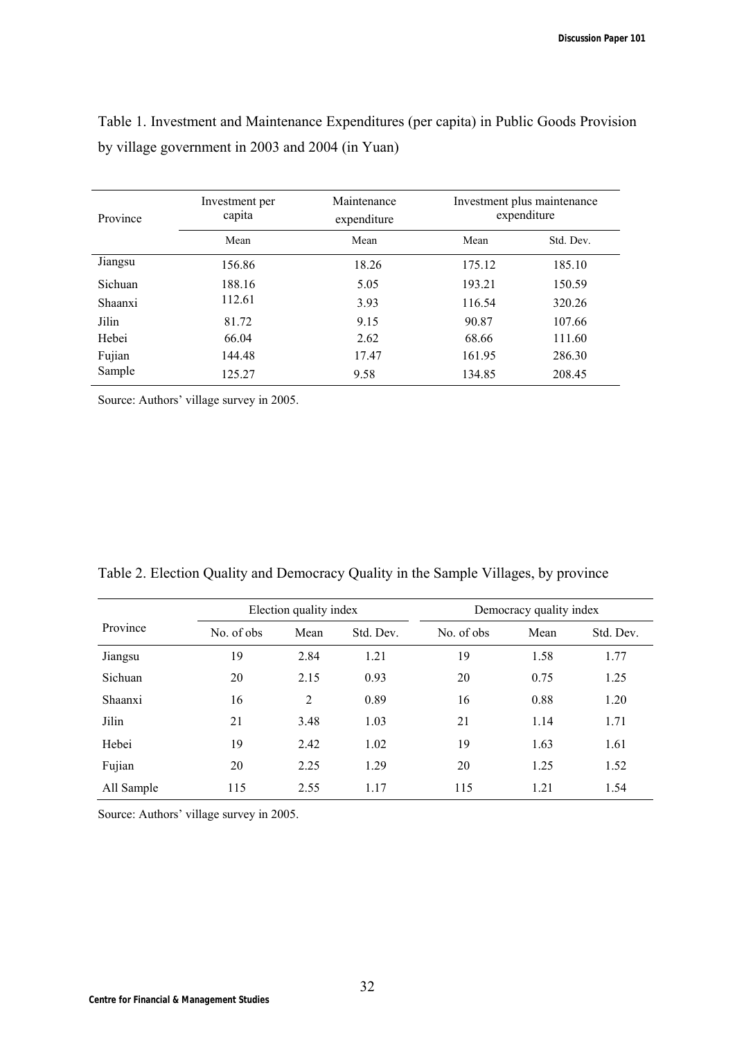Table 1. Investment and Maintenance Expenditures (per capita) in Public Goods Provision by village government in 2003 and 2004 (in Yuan)

| Province | Investment per capita | Maintenance expenditure | Investment plus maintenance expenditure | |
|---|---|---|---|---|
| | Mean | Mean | Mean | Std. Dev. |
| Jiangsu | 156.86 | 18.26 | 175.12 | 185.10 |
| Sichuan | 188.16 | 5.05 | 193.21 | 150.59 |
| Shaanxi | 112.61 | 3.93 | 116.54 | 320.26 |
| Jilin | 81.72 | 9.15 | 90.87 | 107.66 |
| Hebei | 66.04 | 2.62 | 68.66 | 111.60 |
| Fujian | 144.48 | 17.47 | 161.95 | 286.30 |
| Sample | 125.27 | 9.58 | 134.85 | 208.45 |

Source: Authors' village survey in 2005.

Table 2. Election Quality and Democracy Quality in the Sample Villages, by province

| Province | Election quality index | | | Democracy quality index | | |
|---|---|---|---|---|---|---|
| | No. of obs | Mean | Std. Dev. | No. of obs | Mean | Std. Dev. |
| Jiangsu | 19 | 2.84 | 1.21 | 19 | 1.58 | 1.77 |
| Sichuan | 20 | 2.15 | 0.93 | 20 | 0.75 | 1.25 |
| Shaanxi | 16 | 2 | 0.89 | 16 | 0.88 | 1.20 |
| Jilin | 21 | 3.48 | 1.03 | 21 | 1.14 | 1.71 |
| Hebei | 19 | 2.42 | 1.02 | 19 | 1.63 | 1.61 |
| Fujian | 20 | 2.25 | 1.29 | 20 | 1.25 | 1.52 |
| All Sample | 115 | 2.55 | 1.17 | 115 | 1.21 | 1.54 |

Source: Authors' village survey in 2005.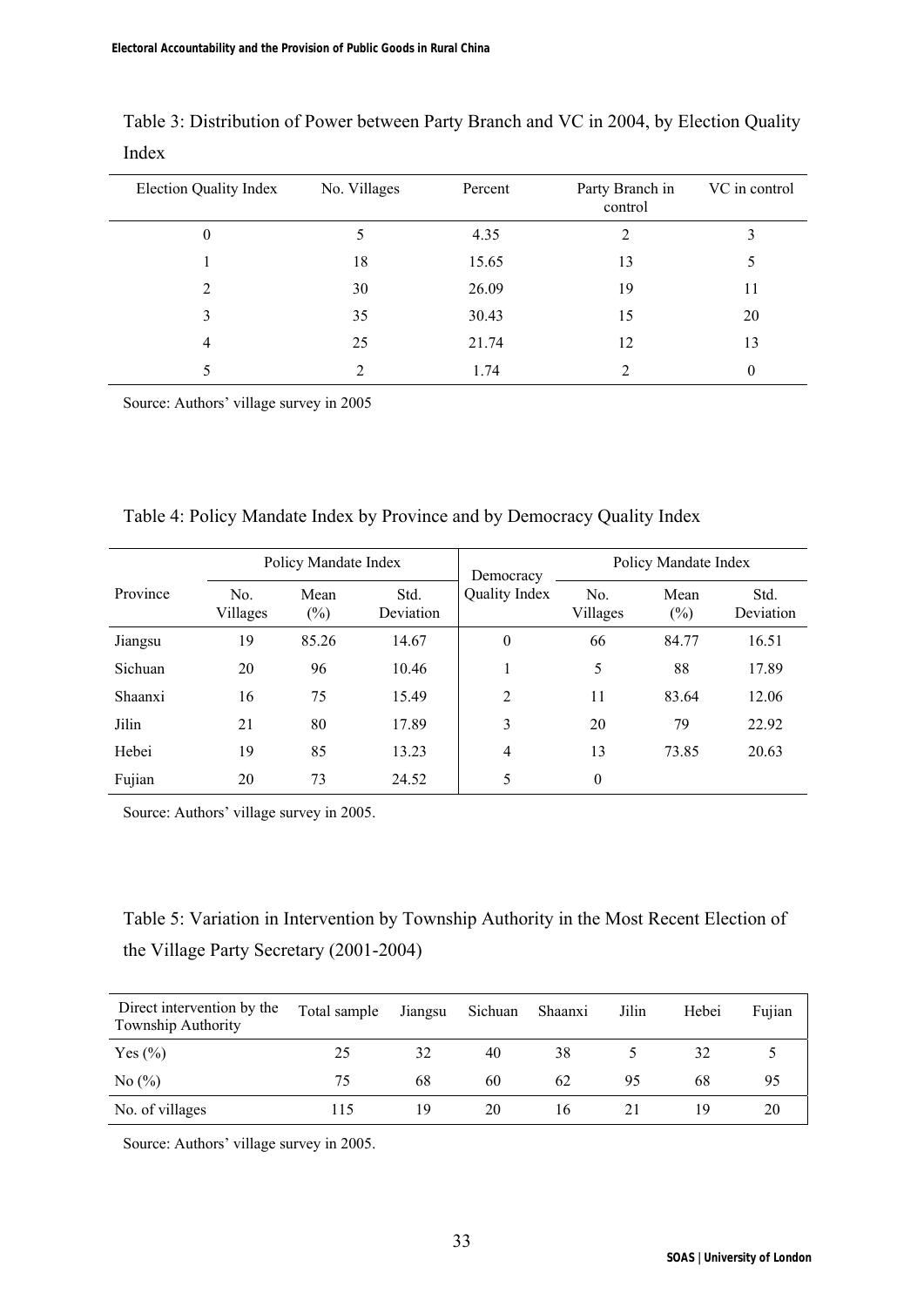Table 3: Distribution of Power between Party Branch and VC in 2004, by Election Quality Index

| Election Quality Index | No. Villages | Percent | Party Branch in control | VC in control |
|---|---|---|---|---|
| 0 | 5 | 4.35 | 2 | 3 |
| 1 | 18 | 15.65 | 13 | 5 |
| 2 | 30 | 26.09 | 19 | 11 |
| 3 | 35 | 30.43 | 15 | 20 |
| 4 | 25 | 21.74 | 12 | 13 |
| 5 | 2 | 1.74 | 2 | 0 |

Source: Authors' village survey in 2005

Table 4: Policy Mandate Index by Province and by Democracy Quality Index

| Province | Policy Mandate Index | | | Democracy Quality Index | Policy Mandate Index | | |
|---|---|---|---|---|---|---|---|
| | No. Villages | Mean (%) | Std. Deviation | | No. Villages | Mean (%) | Std. Deviation |
| Jiangsu | 19 | 85.26 | 14.67 | 0 | 66 | 84.77 | 16.51 |
| Sichuan | 20 | 96 | 10.46 | 1 | 5 | 88 | 17.89 |
| Shaanxi | 16 | 75 | 15.49 | 2 | 11 | 83.64 | 12.06 |
| Jilin | 21 | 80 | 17.89 | 3 | 20 | 79 | 22.92 |
| Hebei | 19 | 85 | 13.23 | 4 | 13 | 73.85 | 20.63 |
| Fujian | 20 | 73 | 24.52 | 5 | 0 | | |

Source: Authors' village survey in 2005.

Table 5: Variation in Intervention by Township Authority in the Most Recent Election of the Village Party Secretary (2001-2004)

| Direct intervention by the Township Authority | Total sample | Jiangsu | Sichuan | Shaanxi | Jilin | Hebei | Fujian |
|---|---|---|---|---|---|---|---|
| Yes (%) | 25 | 32 | 40 | 38 | 5 | 32 | 5 |
| No (%) | 75 | 68 | 60 | 62 | 95 | 68 | 95 |
| No. of villages | 115 | 19 | 20 | 16 | 21 | 19 | 20 |

Source: Authors' village survey in 2005.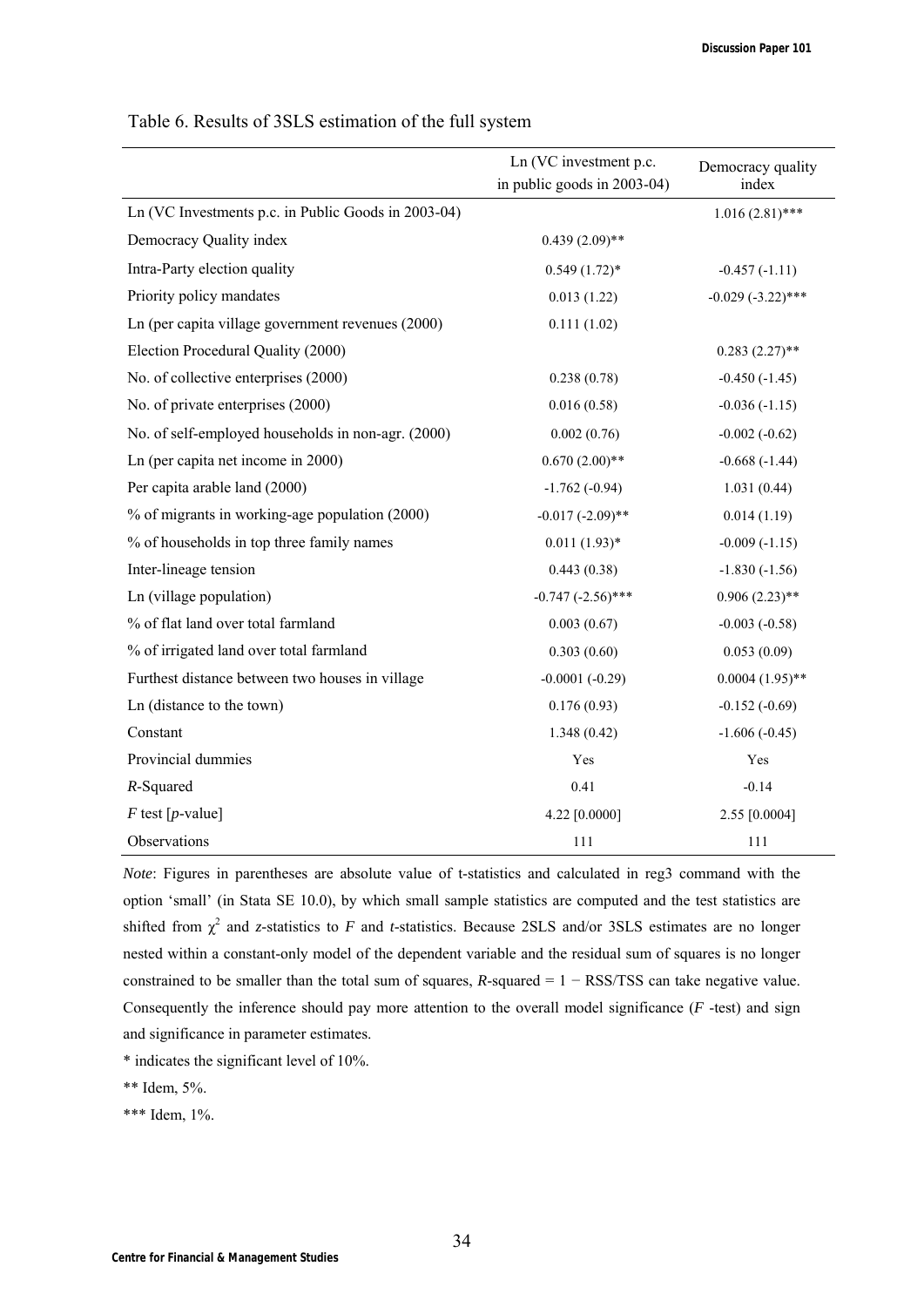Table 6. Results of 3SLS estimation of the full system

| | Ln (VC investment p.c. in public goods in 2003-04) | Democracy quality index |
|---|---|---|
| Ln (VC Investments p.c. in Public Goods in 2003-04) | | 1.016 (2.81)*** |
| Democracy Quality index | 0.439 (2.09)** | |
| Intra-Party election quality | 0.549 (1.72)* | -0.457 (-1.11) |
| Priority policy mandates | 0.013 (1.22) | -0.029 (-3.22)*** |
| Ln (per capita village government revenues (2000) | 0.111 (1.02) | |
| Election Procedural Quality (2000) | | 0.283 (2.27)** |
| No. of collective enterprises (2000) | 0.238 (0.78) | -0.450 (-1.45) |
| No. of private enterprises (2000) | 0.016 (0.58) | -0.036 (-1.15) |
| No. of self-employed households in non-agr. (2000) | 0.002 (0.76) | -0.002 (-0.62) |
| Ln (per capita net income in 2000) | 0.670 (2.00)** | -0.668 (-1.44) |
| Per capita arable land (2000) | -1.762 (-0.94) | 1.031 (0.44) |
| % of migrants in working-age population (2000) | -0.017 (-2.09)** | 0.014 (1.19) |
| % of households in top three family names | 0.011 (1.93)* | -0.009 (-1.15) |
| Inter-lineage tension | 0.443 (0.38) | -1.830 (-1.56) |
| Ln (village population) | -0.747 (-2.56)*** | 0.906 (2.23)** |
| % of flat land over total farmland | 0.003 (0.67) | -0.003 (-0.58) |
| % of irrigated land over total farmland | 0.303 (0.60) | 0.053 (0.09) |
| Furthest distance between two houses in village | -0.0001 (-0.29) | 0.0004 (1.95)** |
| Ln (distance to the town) | 0.176 (0.93) | -0.152 (-0.69) |
| Constant | 1.348 (0.42) | -1.606 (-0.45) |
| Provincial dummies | Yes | Yes |
| *R*-Squared | 0.41 | -0.14 |
| *F* test [*p*-value] | 4.22 [0.0000] | 2.55 [0.0004] |
| Observations | 111 | 111 |

*Note*: Figures in parentheses are absolute value of t-statistics and calculated in reg3 command with the option 'small' (in Stata SE 10.0), by which small sample statistics are computed and the test statistics are shifted from $\chi^2$ and *z*-statistics to *F* and *t*-statistics. Because 2SLS and/or 3SLS estimates are no longer nested within a constant-only model of the dependent variable and the residual sum of squares is no longer constrained to be smaller than the total sum of squares, *R*-squared = 1 − RSS/TSS can take negative value. Consequently the inference should pay more attention to the overall model significance (*F* -test) and sign and significance in parameter estimates.

* indicates the significant level of 10%.

** Idem, 5%.

*** Idem, 1%.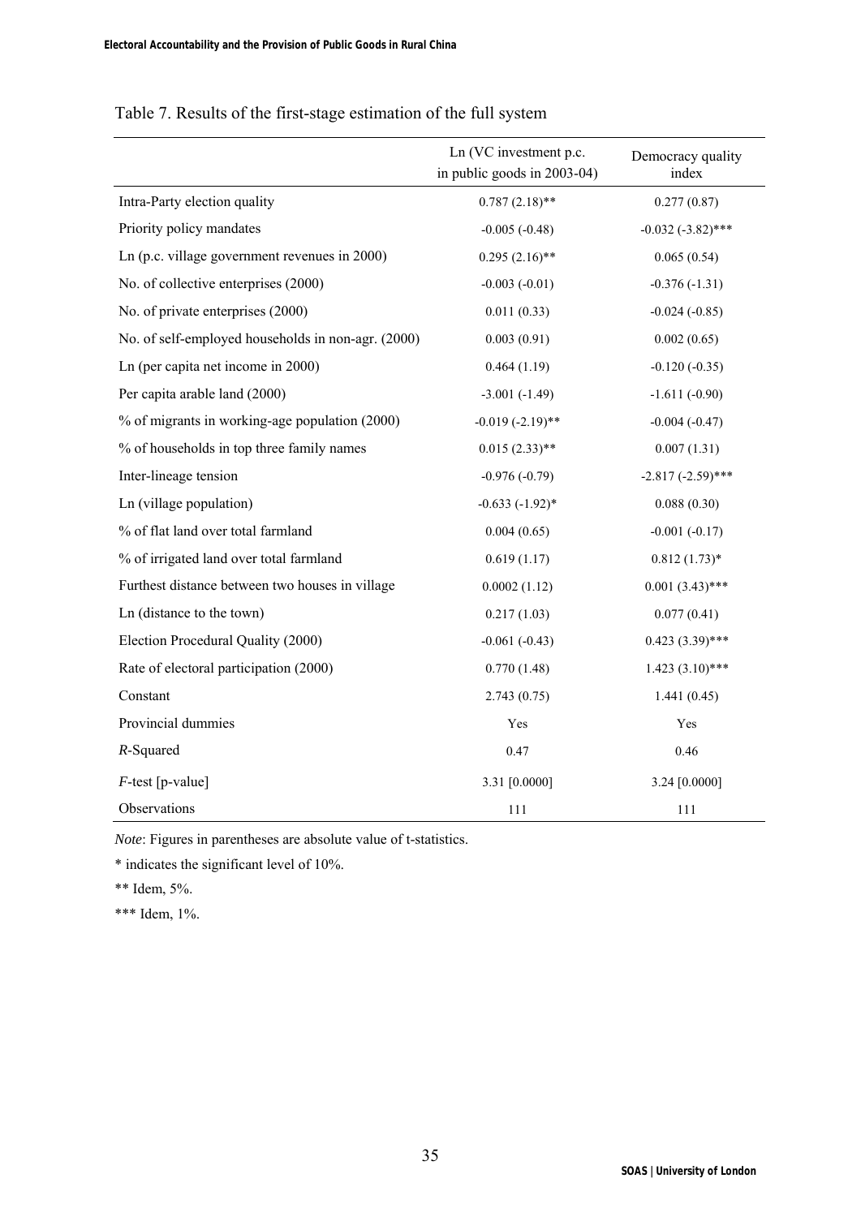Table 7. Results of the first-stage estimation of the full system

| | Ln (VC investment p.c. in public goods in 2003-04) | Democracy quality index |
|---|---|---|
| Intra-Party election quality | 0.787 (2.18)** | 0.277 (0.87) |
| Priority policy mandates | -0.005 (-0.48) | -0.032 (-3.82)*** |
| Ln (p.c. village government revenues in 2000) | 0.295 (2.16)** | 0.065 (0.54) |
| No. of collective enterprises (2000) | -0.003 (-0.01) | -0.376 (-1.31) |
| No. of private enterprises (2000) | 0.011 (0.33) | -0.024 (-0.85) |
| No. of self-employed households in non-agr. (2000) | 0.003 (0.91) | 0.002 (0.65) |
| Ln (per capita net income in 2000) | 0.464 (1.19) | -0.120 (-0.35) |
| Per capita arable land (2000) | -3.001 (-1.49) | -1.611 (-0.90) |
| % of migrants in working-age population (2000) | -0.019 (-2.19)** | -0.004 (-0.47) |
| % of households in top three family names | 0.015 (2.33)** | 0.007 (1.31) |
| Inter-lineage tension | -0.976 (-0.79) | -2.817 (-2.59)*** |
| Ln (village population) | -0.633 (-1.92)* | 0.088 (0.30) |
| % of flat land over total farmland | 0.004 (0.65) | -0.001 (-0.17) |
| % of irrigated land over total farmland | 0.619 (1.17) | 0.812 (1.73)* |
| Furthest distance between two houses in village | 0.0002 (1.12) | 0.001 (3.43)*** |
| Ln (distance to the town) | 0.217 (1.03) | 0.077 (0.41) |
| Election Procedural Quality (2000) | -0.061 (-0.43) | 0.423 (3.39)*** |
| Rate of electoral participation (2000) | 0.770 (1.48) | 1.423 (3.10)*** |
| Constant | 2.743 (0.75) | 1.441 (0.45) |
| Provincial dummies | Yes | Yes |
| *R*-Squared | 0.47 | 0.46 |
| *F*-test [p-value] | 3.31 [0.0000] | 3.24 [0.0000] |
| Observations | 111 | 111 |

*Note*: Figures in parentheses are absolute value of t-statistics.

* indicates the significant level of 10%.

** Idem, 5%.

*** Idem, 1%.